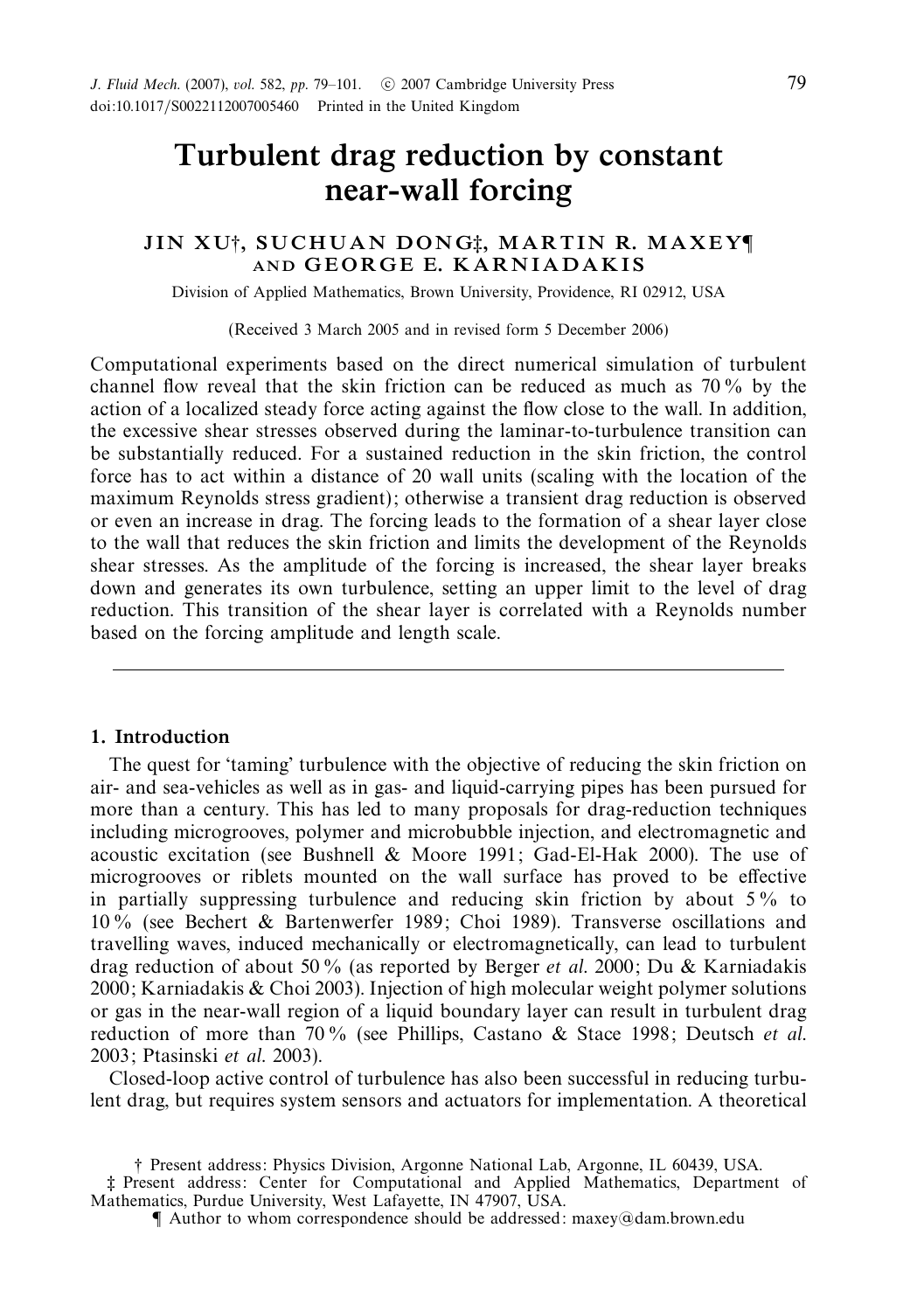# Turbulent drag reduction by constant near-wall forcing

**JIN XU†, SUCHUAN DONG‡, MARTIN R. MAXEY¶ AND GEORGE E. KARNIADAKIS**

Division of Applied Mathematics, Brown University, Providence, RI 02912, USA

(Received 3 March 2005 and in revised form 5 December 2006)

Computational experiments based on the direct numerical simulation of turbulent channel flow reveal that the skin friction can be reduced as much as 70 % by the action of a localized steady force acting against the flow close to the wall. In addition, the excessive shear stresses observed during the laminar-to-turbulence transition can be substantially reduced. For a sustained reduction in the skin friction, the control force has to act within a distance of 20 wall units (scaling with the location of the maximum Reynolds stress gradient); otherwise a transient drag reduction is observed or even an increase in drag. The forcing leads to the formation of a shear layer close to the wall that reduces the skin friction and limits the development of the Reynolds shear stresses. As the amplitude of the forcing is increased, the shear layer breaks down and generates its own turbulence, setting an upper limit to the level of drag reduction. This transition of the shear layer is correlated with a Reynolds number based on the forcing amplitude and length scale.

## 1. Introduction

The quest for 'taming' turbulence with the objective of reducing the skin friction on air- and sea-vehicles as well as in gas- and liquid-carrying pipes has been pursued for more than a century. This has led to many proposals for drag-reduction techniques including microgrooves, polymer and microbubble injection, and electromagnetic and acoustic excitation (see Bushnell & Moore 1991; Gad-El-Hak 2000). The use of microgrooves or riblets mounted on the wall surface has proved to be effective in partially suppressing turbulence and reducing skin friction by about 5 % to 10 % (see Bechert & Bartenwerfer 1989; Choi 1989). Transverse oscillations and travelling waves, induced mechanically or electromagnetically, can lead to turbulent drag reduction of about 50 % (as reported by Berger *et al.* 2000; Du & Karniadakis 2000; Karniadakis & Choi 2003). Injection of high molecular weight polymer solutions or gas in the near-wall region of a liquid boundary layer can result in turbulent drag reduction of more than 70 % (see Phillips, Castano & Stace 1998; Deutsch *et al.* 2003; Ptasinski *et al.* 2003).

Closed-loop active control of turbulence has also been successful in reducing turbulent drag, but requires system sensors and actuators for implementation. A theoretical

† Present address: Physics Division, Argonne National Lab, Argonne, IL 60439, USA.

‡ Present address: Center for Computational and Applied Mathematics, Department of Mathematics, Purdue University, West Lafayette, IN 47907, USA.

¶ Author to whom correspondence should be addressed: maxey@dam.brown.edu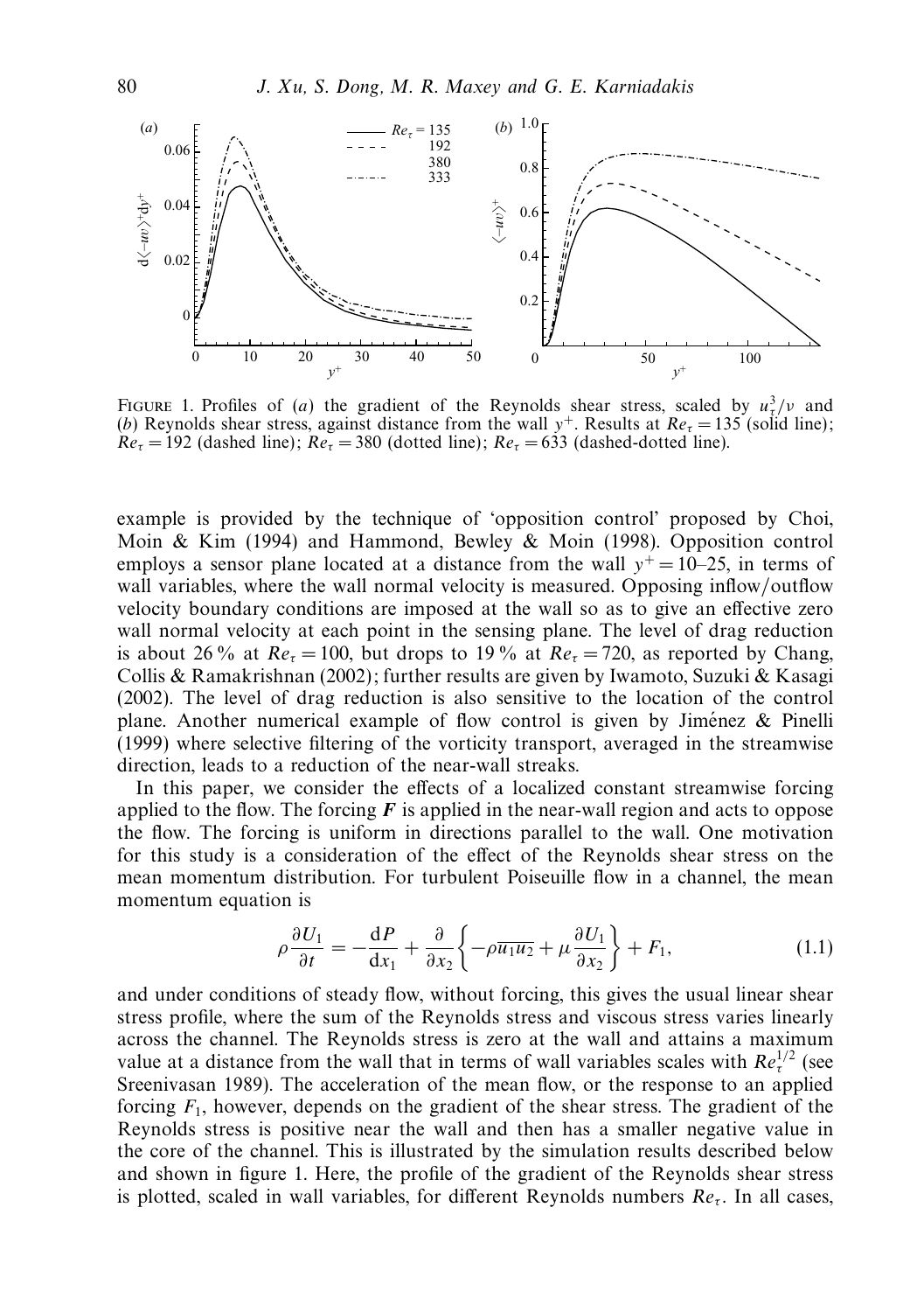FIGURE 1. Profiles of (*a*) the gradient of the Reynolds shear stress, scaled by $u_\tau^3/\nu$ and (*b*) Reynolds shear stress, against distance from the wall $y^+$. Results at $Re_\tau = 135$ (solid line); $Re_\tau = 192$ (dashed line); $Re_\tau = 380$ (dotted line); $Re_\tau = 633$ (dashed-dotted line).

example is provided by the technique of 'opposition control' proposed by Choi, Moin & Kim (1994) and Hammond, Bewley & Moin (1998). Opposition control employs a sensor plane located at a distance from the wall $y^+ = 10$–$25$, in terms of wall variables, where the wall normal velocity is measured. Opposing inflow/outflow velocity boundary conditions are imposed at the wall so as to give an effective zero wall normal velocity at each point in the sensing plane. The level of drag reduction is about 26 % at $Re_\tau = 100$, but drops to 19 % at $Re_\tau = 720$, as reported by Chang, Collis & Ramakrishnan (2002); further results are given by Iwamoto, Suzuki & Kasagi (2002). The level of drag reduction is also sensitive to the location of the control plane. Another numerical example of flow control is given by Jiménez & Pinelli (1999) where selective filtering of the vorticity transport, averaged in the streamwise direction, leads to a reduction of the near-wall streaks.

In this paper, we consider the effects of a localized constant streamwise forcing applied to the flow. The forcing $\boldsymbol{F}$ is applied in the near-wall region and acts to oppose the flow. The forcing is uniform in directions parallel to the wall. One motivation for this study is a consideration of the effect of the Reynolds shear stress on the mean momentum distribution. For turbulent Poiseuille flow in a channel, the mean momentum equation is

$$\rho \frac{\partial U_1}{\partial t} = -\frac{\mathrm{d}P}{\mathrm{d}x_1} + \frac{\partial}{\partial x_2}\left\{ -\rho \overline{u_1 u_2} + \mu \frac{\partial U_1}{\partial x_2} \right\} + F_1, \tag{1.1}$$

and under conditions of steady flow, without forcing, this gives the usual linear shear stress profile, where the sum of the Reynolds stress and viscous stress varies linearly across the channel. The Reynolds stress is zero at the wall and attains a maximum value at a distance from the wall that in terms of wall variables scales with $Re_\tau^{1/2}$ (see Sreenivasan 1989). The acceleration of the mean flow, or the response to an applied forcing $F_1$, however, depends on the gradient of the shear stress. The gradient of the Reynolds stress is positive near the wall and then has a smaller negative value in the core of the channel. This is illustrated by the simulation results described below and shown in figure 1. Here, the profile of the gradient of the Reynolds shear stress is plotted, scaled in wall variables, for different Reynolds numbers $Re_\tau$. In all cases,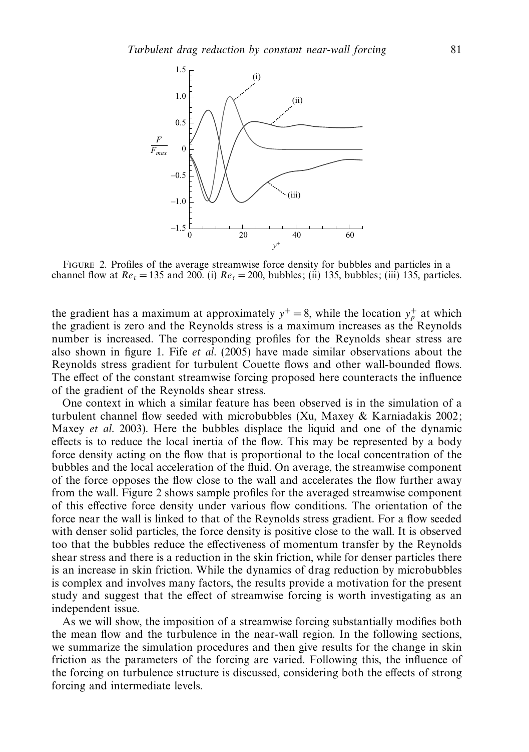FIGURE 2. Profiles of the average streamwise force density for bubbles and particles in a channel flow at $Re_\tau = 135$ and 200. (i) $Re_\tau = 200$, bubbles; (ii) 135, bubbles; (iii) 135, particles.

the gradient has a maximum at approximately $y^+ = 8$, while the location $y_p^+$ at which the gradient is zero and the Reynolds stress is a maximum increases as the Reynolds number is increased. The corresponding profiles for the Reynolds shear stress are also shown in figure 1. Fife *et al.* (2005) have made similar observations about the Reynolds stress gradient for turbulent Couette flows and other wall-bounded flows. The effect of the constant streamwise forcing proposed here counteracts the influence of the gradient of the Reynolds shear stress.

One context in which a similar feature has been observed is in the simulation of a turbulent channel flow seeded with microbubbles (Xu, Maxey & Karniadakis 2002; Maxey *et al.* 2003). Here the bubbles displace the liquid and one of the dynamic effects is to reduce the local inertia of the flow. This may be represented by a body force density acting on the flow that is proportional to the local concentration of the bubbles and the local acceleration of the fluid. On average, the streamwise component of the force opposes the flow close to the wall and accelerates the flow further away from the wall. Figure 2 shows sample profiles for the averaged streamwise component of this effective force density under various flow conditions. The orientation of the force near the wall is linked to that of the Reynolds stress gradient. For a flow seeded with denser solid particles, the force density is positive close to the wall. It is observed too that the bubbles reduce the effectiveness of momentum transfer by the Reynolds shear stress and there is a reduction in the skin friction, while for denser particles there is an increase in skin friction. While the dynamics of drag reduction by microbubbles is complex and involves many factors, the results provide a motivation for the present study and suggest that the effect of streamwise forcing is worth investigating as an independent issue.

As we will show, the imposition of a streamwise forcing substantially modifies both the mean flow and the turbulence in the near-wall region. In the following sections, we summarize the simulation procedures and then give results for the change in skin friction as the parameters of the forcing are varied. Following this, the influence of the forcing on turbulence structure is discussed, considering both the effects of strong forcing and intermediate levels.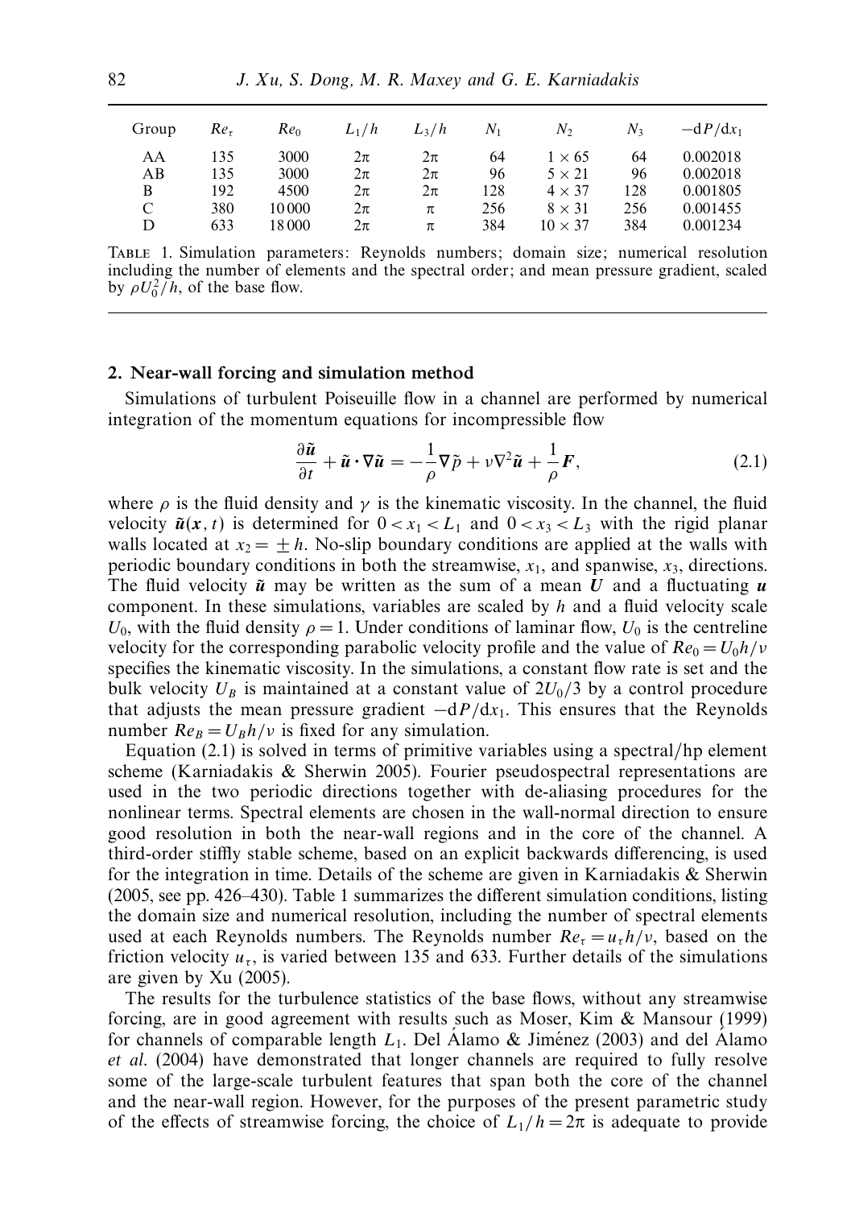| Group | $Re_\tau$ | $Re_0$ | $L_1/h$ | $L_3/h$ | $N_1$ | $N_2$ | $N_3$ | $-dP/dx_1$ |
|---|---|---|---|---|---|---|---|---|
| AA | 135 | 3000 | $2\pi$ | $2\pi$ | 64 | $1\times 65$ | 64 | 0.002018 |
| AB | 135 | 3000 | $2\pi$ | $2\pi$ | 96 | $5\times 21$ | 96 | 0.002018 |
| B | 192 | 4500 | $2\pi$ | $2\pi$ | 128 | $4\times 37$ | 128 | 0.001805 |
| C | 380 | 10 000 | $2\pi$ | $\pi$ | 256 | $8\times 31$ | 256 | 0.001455 |
| D | 633 | 18 000 | $2\pi$ | $\pi$ | 384 | $10\times 37$ | 384 | 0.001234 |

TABLE 1. Simulation parameters: Reynolds numbers; domain size; numerical resolution including the number of elements and the spectral order; and mean pressure gradient, scaled by $\rho U_0^2/h$, of the base flow.

## 2. Near-wall forcing and simulation method

Simulations of turbulent Poiseuille flow in a channel are performed by numerical integration of the momentum equations for incompressible flow

$$\frac{\partial \tilde{\boldsymbol{u}}}{\partial t} + \tilde{\boldsymbol{u}}\cdot\nabla\tilde{\boldsymbol{u}} = -\frac{1}{\rho}\nabla\tilde{p} + \nu\nabla^2\tilde{\boldsymbol{u}} + \frac{1}{\rho}\boldsymbol{F}, \tag{2.1}$$

where $\rho$ is the fluid density and $\gamma$ is the kinematic viscosity. In the channel, the fluid velocity $\tilde{\boldsymbol{u}}(\boldsymbol{x}, t)$ is determined for $0 < x_1 < L_1$ and $0 < x_3 < L_3$ with the rigid planar walls located at $x_2 = \pm h$. No-slip boundary conditions are applied at the walls with periodic boundary conditions in both the streamwise, $x_1$, and spanwise, $x_3$, directions. The fluid velocity $\tilde{\boldsymbol{u}}$ may be written as the sum of a mean $\boldsymbol{U}$ and a fluctuating $\boldsymbol{u}$ component. In these simulations, variables are scaled by $h$ and a fluid velocity scale $U_0$, with the fluid density $\rho = 1$. Under conditions of laminar flow, $U_0$ is the centreline velocity for the corresponding parabolic velocity profile and the value of $Re_0 = U_0 h/\nu$ specifies the kinematic viscosity. In the simulations, a constant flow rate is set and the bulk velocity $U_B$ is maintained at a constant value of $2U_0/3$ by a control procedure that adjusts the mean pressure gradient $-dP/dx_1$. This ensures that the Reynolds number $Re_B = U_B h/\nu$ is fixed for any simulation.

Equation (2.1) is solved in terms of primitive variables using a spectral/hp element scheme (Karniadakis & Sherwin 2005). Fourier pseudospectral representations are used in the two periodic directions together with de-aliasing procedures for the nonlinear terms. Spectral elements are chosen in the wall-normal direction to ensure good resolution in both the near-wall regions and in the core of the channel. A third-order stiffly stable scheme, based on an explicit backwards differencing, is used for the integration in time. Details of the scheme are given in Karniadakis & Sherwin (2005, see pp. 426–430). Table 1 summarizes the different simulation conditions, listing the domain size and numerical resolution, including the number of spectral elements used at each Reynolds numbers. The Reynolds number $Re_\tau = u_\tau h/\nu$, based on the friction velocity $u_\tau$, is varied between 135 and 633. Further details of the simulations are given by Xu (2005).

The results for the turbulence statistics of the base flows, without any streamwise forcing, are in good agreement with results such as Moser, Kim & Mansour (1999) for channels of comparable length $L_1$. Del Álamo & Jiménez (2003) and del Álamo *et al.* (2004) have demonstrated that longer channels are required to fully resolve some of the large-scale turbulent features that span both the core of the channel and the near-wall region. However, for the purposes of the present parametric study of the effects of streamwise forcing, the choice of $L_1/h = 2\pi$ is adequate to provide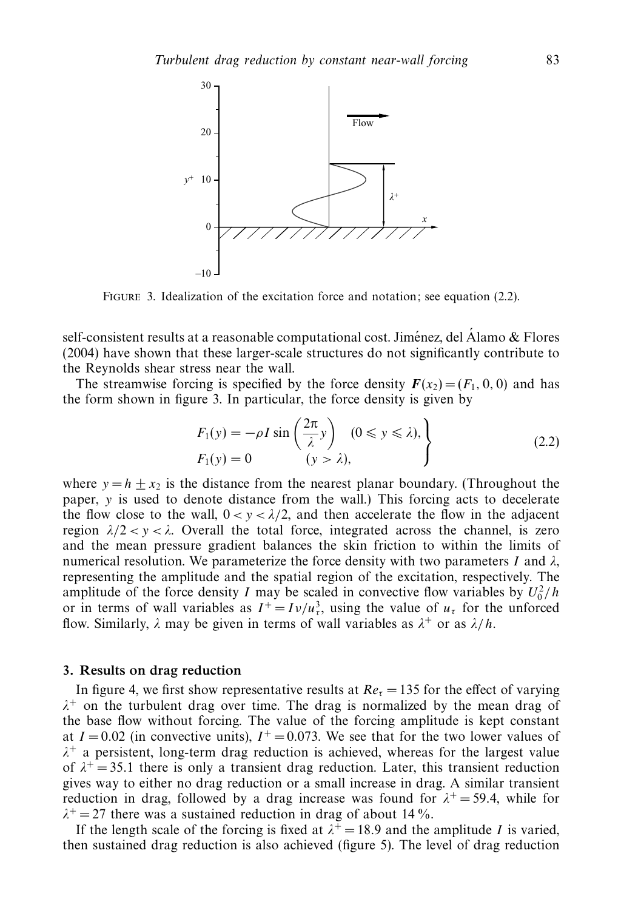FIGURE 3. Idealization of the excitation force and notation; see equation (2.2).

self-consistent results at a reasonable computational cost. Jiménez, del Álamo & Flores (2004) have shown that these larger-scale structures do not significantly contribute to the Reynolds shear stress near the wall.

The streamwise forcing is specified by the force density $\boldsymbol{F}(x_2) = (F_1, 0, 0)$ and has the form shown in figure 3. In particular, the force density is given by

$$\left.\begin{aligned} F_1(y) &= -\rho I \sin\left(\frac{2\pi}{\lambda} y\right) \quad (0 \leqslant y \leqslant \lambda), \\ F_1(y) &= 0 \qquad\qquad\qquad (y > \lambda), \end{aligned}\right\} \tag{2.2}$$

where $y = h \pm x_2$ is the distance from the nearest planar boundary. (Throughout the paper, $y$ is used to denote distance from the wall.) This forcing acts to decelerate the flow close to the wall, $0 < y < \lambda/2$, and then accelerate the flow in the adjacent region $\lambda/2 < y < \lambda$. Overall the total force, integrated across the channel, is zero and the mean pressure gradient balances the skin friction to within the limits of numerical resolution. We parameterize the force density with two parameters $I$ and $\lambda$, representing the amplitude and the spatial region of the excitation, respectively. The amplitude of the force density $I$ may be scaled in convective flow variables by $U_0^2/h$ or in terms of wall variables as $I^+ = I\nu/u_\tau^3$, using the value of $u_\tau$ for the unforced flow. Similarly, $\lambda$ may be given in terms of wall variables as $\lambda^+$ or as $\lambda/h$.

## 3. Results on drag reduction

In figure 4, we first show representative results at $Re_\tau = 135$ for the effect of varying $\lambda^+$ on the turbulent drag over time. The drag is normalized by the mean drag of the base flow without forcing. The value of the forcing amplitude is kept constant at $I = 0.02$ (in convective units), $I^+ = 0.073$. We see that for the two lower values of $\lambda^+$ a persistent, long-term drag reduction is achieved, whereas for the largest value of $\lambda^+ = 35.1$ there is only a transient drag reduction. Later, this transient reduction gives way to either no drag reduction or a small increase in drag. A similar transient reduction in drag, followed by a drag increase was found for $\lambda^+ = 59.4$, while for $\lambda^+ = 27$ there was a sustained reduction in drag of about 14 %.

If the length scale of the forcing is fixed at $\lambda^+ = 18.9$ and the amplitude $I$ is varied, then sustained drag reduction is also achieved (figure 5). The level of drag reduction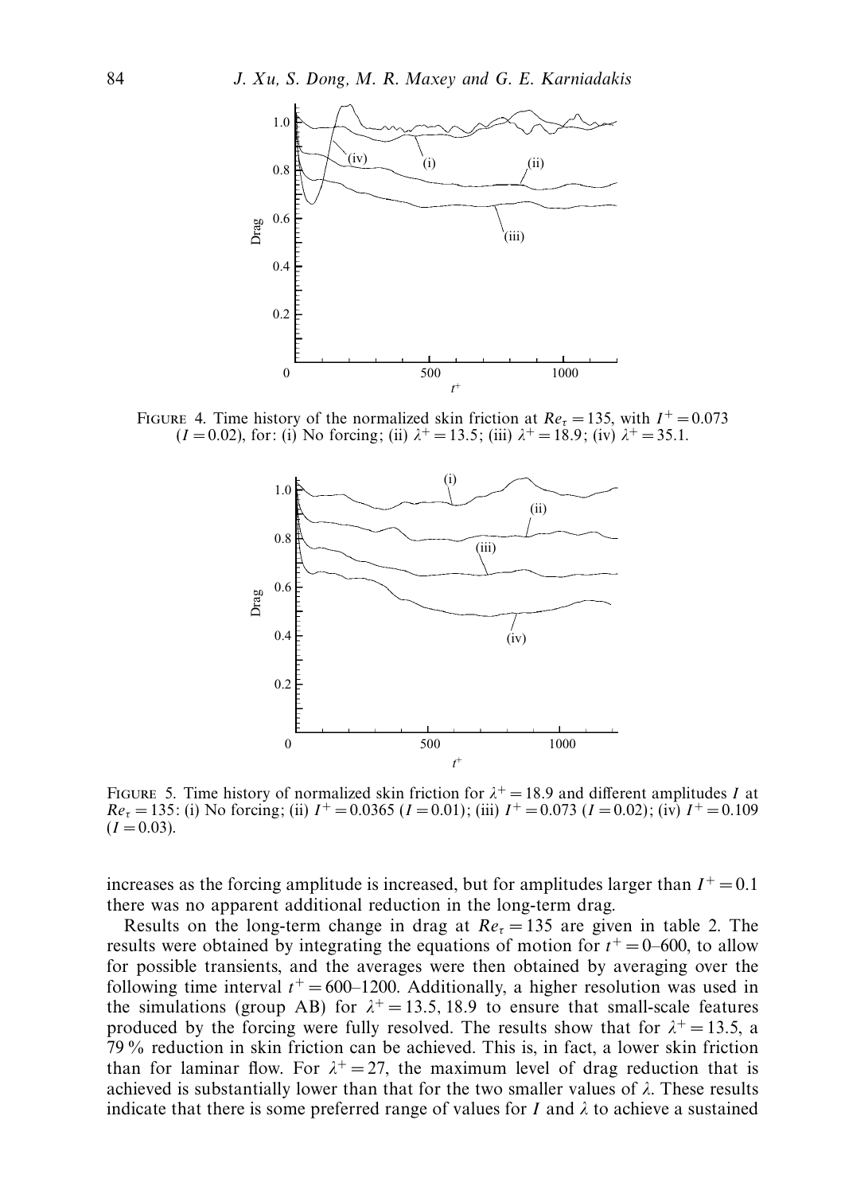FIGURE 4. Time history of the normalized skin friction at $Re_\tau = 135$, with $I^+ = 0.073$ ($I = 0.02$), for: (i) No forcing; (ii) $\lambda^+ = 13.5$; (iii) $\lambda^+ = 18.9$; (iv) $\lambda^+ = 35.1$.

FIGURE 5. Time history of normalized skin friction for $\lambda^+ = 18.9$ and different amplitudes $I$ at $Re_\tau = 135$: (i) No forcing; (ii) $I^+ = 0.0365$ ($I = 0.01$); (iii) $I^+ = 0.073$ ($I = 0.02$); (iv) $I^+ = 0.109$ ($I = 0.03$).

increases as the forcing amplitude is increased, but for amplitudes larger than $I^+ = 0.1$ there was no apparent additional reduction in the long-term drag.

Results on the long-term change in drag at $Re_\tau = 135$ are given in table 2. The results were obtained by integrating the equations of motion for $t^+ = 0$–$600$, to allow for possible transients, and the averages were then obtained by averaging over the following time interval $t^+ = 600$–$1200$. Additionally, a higher resolution was used in the simulations (group AB) for $\lambda^+ = 13.5, 18.9$ to ensure that small-scale features produced by the forcing were fully resolved. The results show that for $\lambda^+ = 13.5$, a 79 % reduction in skin friction can be achieved. This is, in fact, a lower skin friction than for laminar flow. For $\lambda^+ = 27$, the maximum level of drag reduction that is achieved is substantially lower than that for the two smaller values of $\lambda$. These results indicate that there is some preferred range of values for $I$ and $\lambda$ to achieve a sustained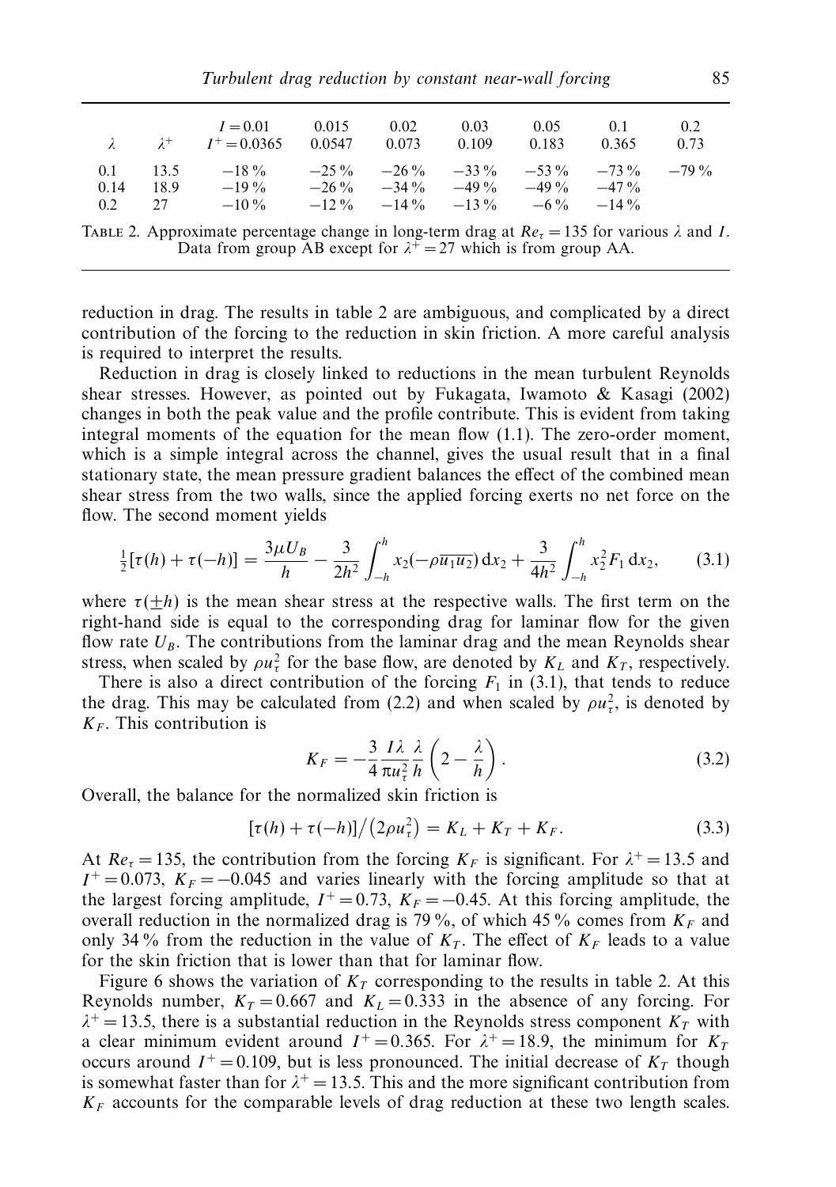| $\lambda$ | $\lambda^+$ | $I = 0.01$ $I^+ = 0.0365$ | 0.015 0.0547 | 0.02 0.073 | 0.03 0.109 | 0.05 0.183 | 0.1 0.365 | 0.2 0.73 |
|---|---|---|---|---|---|---|---|---|
| 0.1 | 13.5 | −18 % | −25 % | −26 % | −33 % | −53 % | −73 % | −79 % |
| 0.14 | 18.9 | −19 % | −26 % | −34 % | −49 % | −49 % | −47 % | |
| 0.2 | 27 | −10 % | −12 % | −14 % | −13 % | −6 % | −14 % | |

TABLE 2. Approximate percentage change in long-term drag at $Re_\tau = 135$ for various $\lambda$ and $I$. Data from group AB except for $\lambda^+ = 27$ which is from group AA.

reduction in drag. The results in table 2 are ambiguous, and complicated by a direct contribution of the forcing to the reduction in skin friction. A more careful analysis is required to interpret the results.

Reduction in drag is closely linked to reductions in the mean turbulent Reynolds shear stresses. However, as pointed out by Fukagata, Iwamoto & Kasagi (2002) changes in both the peak value and the profile contribute. This is evident from taking integral moments of the equation for the mean flow (1.1). The zero-order moment, which is a simple integral across the channel, gives the usual result that in a final stationary state, the mean pressure gradient balances the effect of the combined mean shear stress from the two walls, since the applied forcing exerts no net force on the flow. The second moment yields

$$\tfrac{1}{2}[\tau(h) + \tau(-h)] = \frac{3\mu U_B}{h} - \frac{3}{2h^2}\int_{-h}^{h} x_2(-\rho\overline{u_1 u_2})\,\mathrm{d}x_2 + \frac{3}{4h^2}\int_{-h}^{h} x_2^2 F_1\,\mathrm{d}x_2, \tag{3.1}$$

where $\tau(\pm h)$ is the mean shear stress at the respective walls. The first term on the right-hand side is equal to the corresponding drag for laminar flow for the given flow rate $U_B$. The contributions from the laminar drag and the mean Reynolds shear stress, when scaled by $\rho u_\tau^2$ for the base flow, are denoted by $K_L$ and $K_T$, respectively.

There is also a direct contribution of the forcing $F_1$ in (3.1), that tends to reduce the drag. This may be calculated from (2.2) and when scaled by $\rho u_\tau^2$, is denoted by $K_F$. This contribution is

$$K_F = -\frac{3}{4}\frac{I\lambda}{\pi u_\tau^2}\frac{\lambda}{h}\left(2 - \frac{\lambda}{h}\right). \tag{3.2}$$

Overall, the balance for the normalized skin friction is

$$[\tau(h) + \tau(-h)]\big/\left(2\rho u_\tau^2\right) = K_L + K_T + K_F. \tag{3.3}$$

At $Re_\tau = 135$, the contribution from the forcing $K_F$ is significant. For $\lambda^+ = 13.5$ and $I^+ = 0.073$, $K_F = -0.045$ and varies linearly with the forcing amplitude so that at the largest forcing amplitude, $I^+ = 0.73$, $K_F = -0.45$. At this forcing amplitude, the overall reduction in the normalized drag is 79 %, of which 45 % comes from $K_F$ and only 34 % from the reduction in the value of $K_T$. The effect of $K_F$ leads to a value for the skin friction that is lower than that for laminar flow.

Figure 6 shows the variation of $K_T$ corresponding to the results in table 2. At this Reynolds number, $K_T = 0.667$ and $K_L = 0.333$ in the absence of any forcing. For $\lambda^+ = 13.5$, there is a substantial reduction in the Reynolds stress component $K_T$ with a clear minimum evident around $I^+ = 0.365$. For $\lambda^+ = 18.9$, the minimum for $K_T$ occurs around $I^+ = 0.109$, but is less pronounced. The initial decrease of $K_T$ though is somewhat faster than for $\lambda^+ = 13.5$. This and the more significant contribution from $K_F$ accounts for the comparable levels of drag reduction at these two length scales.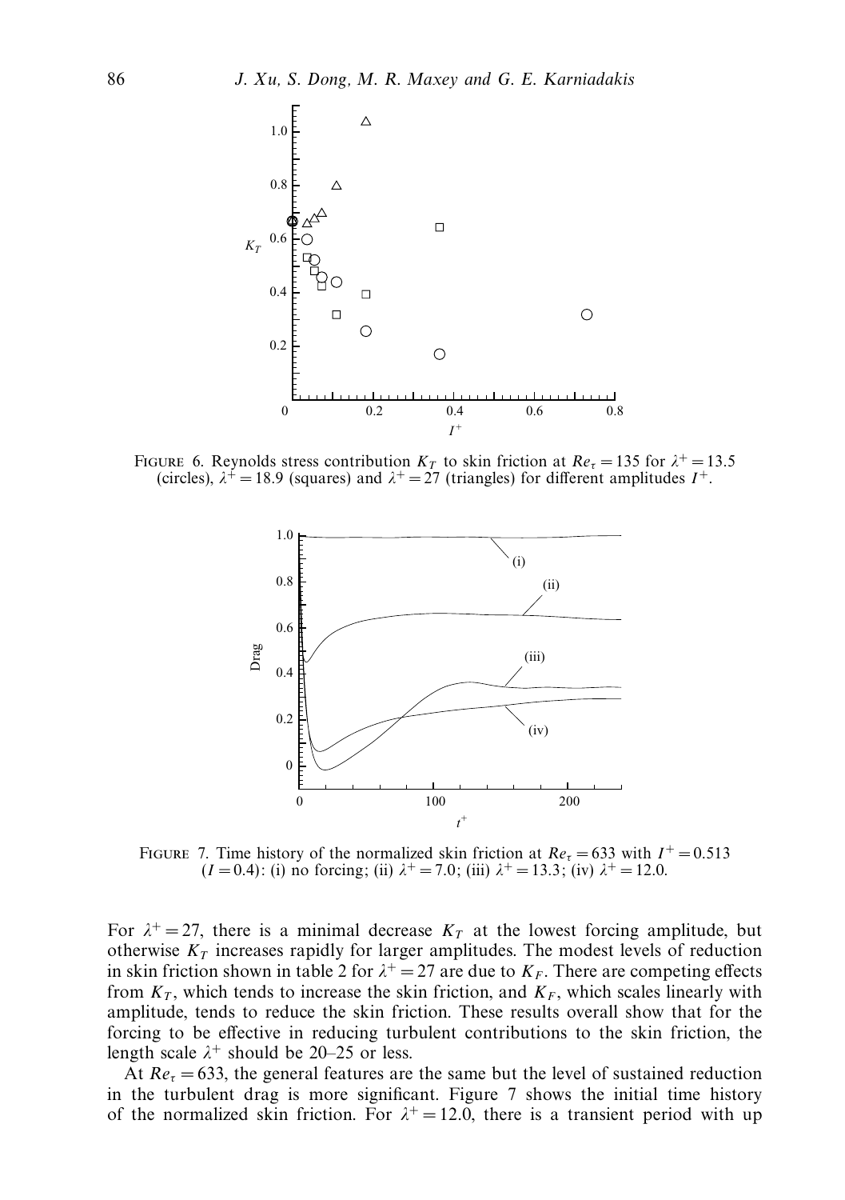Figure 6. Reynolds stress contribution $K_T$ to skin friction at $Re_\tau = 135$ for $\lambda^+ = 13.5$ (circles), $\lambda^+ = 18.9$ (squares) and $\lambda^+ = 27$ (triangles) for different amplitudes $I^+$.

Figure 7. Time history of the normalized skin friction at $Re_\tau = 633$ with $I^+ = 0.513$ ($I = 0.4$): (i) no forcing; (ii) $\lambda^+ = 7.0$; (iii) $\lambda^+ = 13.3$; (iv) $\lambda^+ = 12.0$.

For $\lambda^+ = 27$, there is a minimal decrease $K_T$ at the lowest forcing amplitude, but otherwise $K_T$ increases rapidly for larger amplitudes. The modest levels of reduction in skin friction shown in table 2 for $\lambda^+ = 27$ are due to $K_F$. There are competing effects from $K_T$, which tends to increase the skin friction, and $K_F$, which scales linearly with amplitude, tends to reduce the skin friction. These results overall show that for the forcing to be effective in reducing turbulent contributions to the skin friction, the length scale $\lambda^+$ should be 20–25 or less.

At $Re_\tau = 633$, the general features are the same but the level of sustained reduction in the turbulent drag is more significant. Figure 7 shows the initial time history of the normalized skin friction. For $\lambda^+ = 12.0$, there is a transient period with up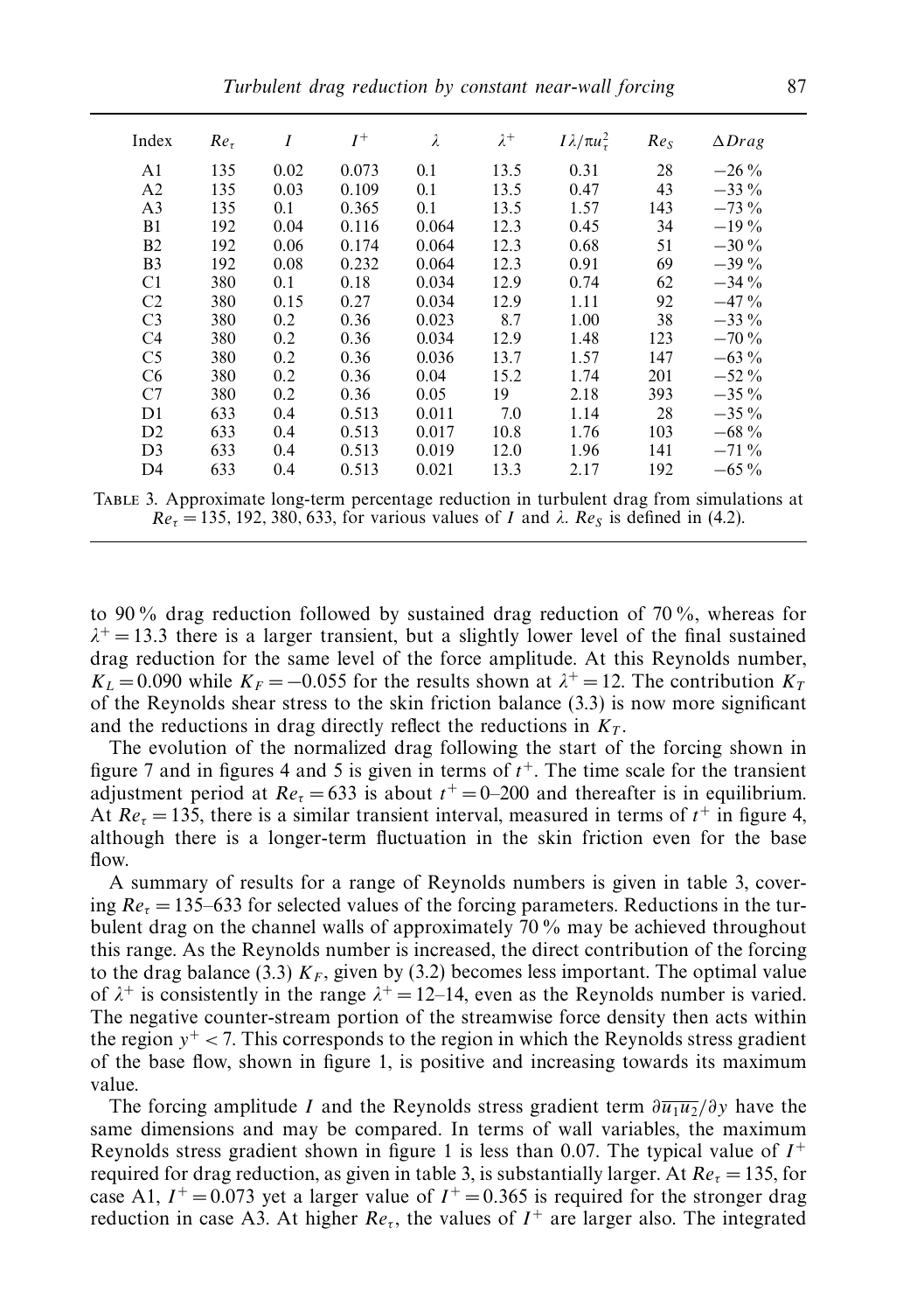| Index | $Re_\tau$ | $I$ | $I^+$ | $\lambda$ | $\lambda^+$ | $I\lambda/\pi u_\tau^2$ | $Re_S$ | $\Delta Drag$ |
|---|---|---|---|---|---|---|---|---|
| A1 | 135 | 0.02 | 0.073 | 0.1 | 13.5 | 0.31 | 28 | −26 % |
| A2 | 135 | 0.03 | 0.109 | 0.1 | 13.5 | 0.47 | 43 | −33 % |
| A3 | 135 | 0.1 | 0.365 | 0.1 | 13.5 | 1.57 | 143 | −73 % |
| B1 | 192 | 0.04 | 0.116 | 0.064 | 12.3 | 0.45 | 34 | −19 % |
| B2 | 192 | 0.06 | 0.174 | 0.064 | 12.3 | 0.68 | 51 | −30 % |
| B3 | 192 | 0.08 | 0.232 | 0.064 | 12.3 | 0.91 | 69 | −39 % |
| C1 | 380 | 0.1 | 0.18 | 0.034 | 12.9 | 0.74 | 62 | −34 % |
| C2 | 380 | 0.15 | 0.27 | 0.034 | 12.9 | 1.11 | 92 | −47 % |
| C3 | 380 | 0.2 | 0.36 | 0.023 | 8.7 | 1.00 | 38 | −33 % |
| C4 | 380 | 0.2 | 0.36 | 0.034 | 12.9 | 1.48 | 123 | −70 % |
| C5 | 380 | 0.2 | 0.36 | 0.036 | 13.7 | 1.57 | 147 | −63 % |
| C6 | 380 | 0.2 | 0.36 | 0.04 | 15.2 | 1.74 | 201 | −52 % |
| C7 | 380 | 0.2 | 0.36 | 0.05 | 19 | 2.18 | 393 | −35 % |
| D1 | 633 | 0.4 | 0.513 | 0.011 | 7.0 | 1.14 | 28 | −35 % |
| D2 | 633 | 0.4 | 0.513 | 0.017 | 10.8 | 1.76 | 103 | −68 % |
| D3 | 633 | 0.4 | 0.513 | 0.019 | 12.0 | 1.96 | 141 | −71 % |
| D4 | 633 | 0.4 | 0.513 | 0.021 | 13.3 | 2.17 | 192 | −65 % |

TABLE 3. Approximate long-term percentage reduction in turbulent drag from simulations at $Re_\tau = 135, 192, 380, 633$, for various values of $I$ and $\lambda$. $Re_S$ is defined in (4.2).

to 90 % drag reduction followed by sustained drag reduction of 70 %, whereas for $\lambda^+ = 13.3$ there is a larger transient, but a slightly lower level of the final sustained drag reduction for the same level of the force amplitude. At this Reynolds number, $K_L = 0.090$ while $K_F = -0.055$ for the results shown at $\lambda^+ = 12$. The contribution $K_T$ of the Reynolds shear stress to the skin friction balance (3.3) is now more significant and the reductions in drag directly reflect the reductions in $K_T$.

The evolution of the normalized drag following the start of the forcing shown in figure 7 and in figures 4 and 5 is given in terms of $t^+$. The time scale for the transient adjustment period at $Re_\tau = 633$ is about $t^+ = 0$–$200$ and thereafter is in equilibrium. At $Re_\tau = 135$, there is a similar transient interval, measured in terms of $t^+$ in figure 4, although there is a longer-term fluctuation in the skin friction even for the base flow.

A summary of results for a range of Reynolds numbers is given in table 3, covering $Re_\tau = 135$–$633$ for selected values of the forcing parameters. Reductions in the turbulent drag on the channel walls of approximately 70 % may be achieved throughout this range. As the Reynolds number is increased, the direct contribution of the forcing to the drag balance (3.3) $K_F$, given by (3.2) becomes less important. The optimal value of $\lambda^+$ is consistently in the range $\lambda^+ = 12$–$14$, even as the Reynolds number is varied. The negative counter-stream portion of the streamwise force density then acts within the region $y^+ < 7$. This corresponds to the region in which the Reynolds stress gradient of the base flow, shown in figure 1, is positive and increasing towards its maximum value.

The forcing amplitude $I$ and the Reynolds stress gradient term $\partial\overline{u_1 u_2}/\partial y$ have the same dimensions and may be compared. In terms of wall variables, the maximum Reynolds stress gradient shown in figure 1 is less than 0.07. The typical value of $I^+$ required for drag reduction, as given in table 3, is substantially larger. At $Re_\tau = 135$, for case A1, $I^+ = 0.073$ yet a larger value of $I^+ = 0.365$ is required for the stronger drag reduction in case A3. At higher $Re_\tau$, the values of $I^+$ are larger also. The integrated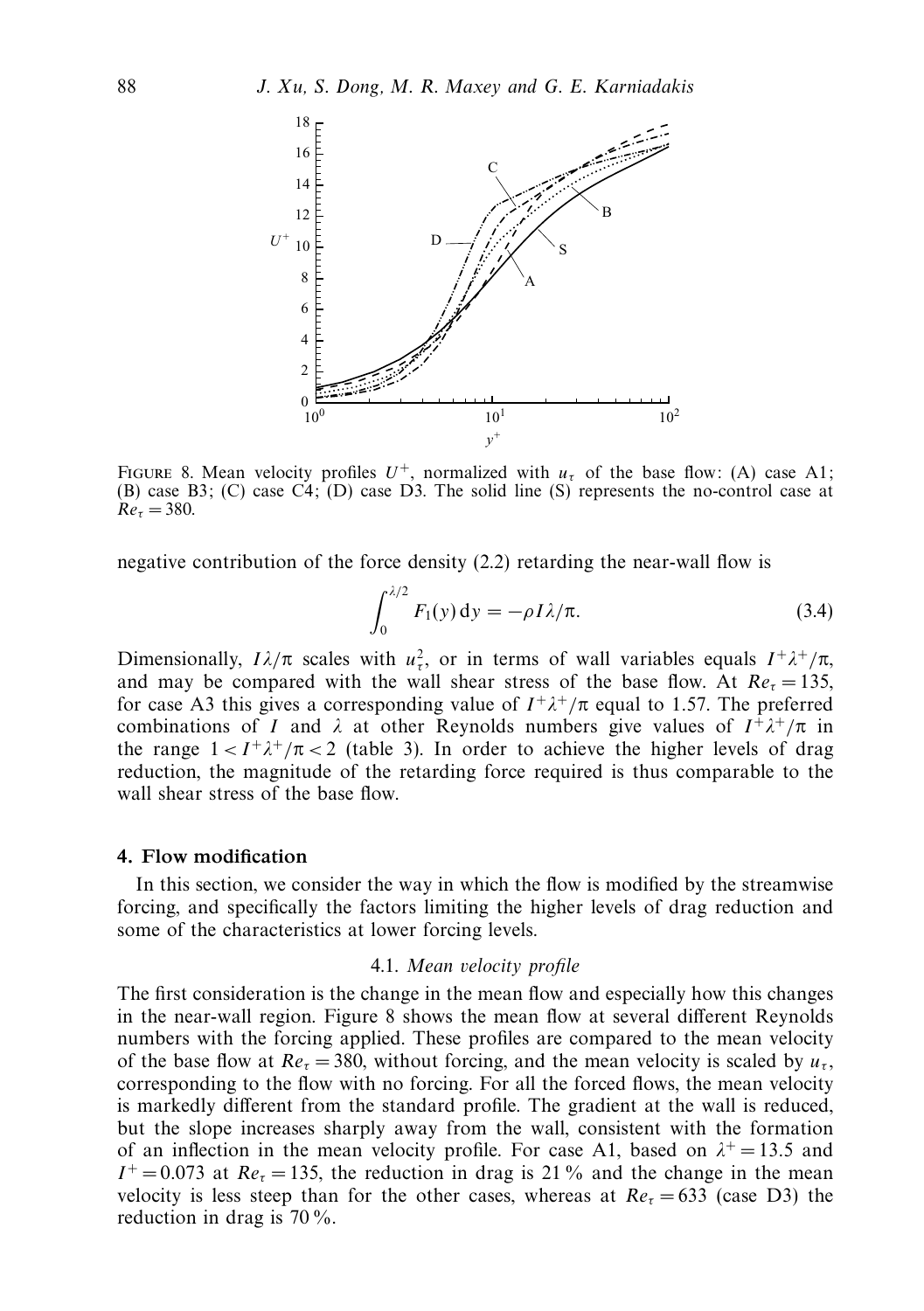FIGURE 8. Mean velocity profiles $U^+$, normalized with $u_\tau$ of the base flow: (A) case A1; (B) case B3; (C) case C4; (D) case D3. The solid line (S) represents the no-control case at $Re_\tau = 380$.

negative contribution of the force density (2.2) retarding the near-wall flow is

$$\int_0^{\lambda/2} F_1(y)\,\mathrm{d}y = -\rho I \lambda/\pi. \tag{3.4}$$

Dimensionally, $I\lambda/\pi$ scales with $u_\tau^2$, or in terms of wall variables equals $I^+\lambda^+/\pi$, and may be compared with the wall shear stress of the base flow. At $Re_\tau = 135$, for case A3 this gives a corresponding value of $I^+\lambda^+/\pi$ equal to 1.57. The preferred combinations of $I$ and $\lambda$ at other Reynolds numbers give values of $I^+\lambda^+/\pi$ in the range $1 < I^+\lambda^+/\pi < 2$ (table 3). In order to achieve the higher levels of drag reduction, the magnitude of the retarding force required is thus comparable to the wall shear stress of the base flow.

## 4. Flow modification

In this section, we consider the way in which the flow is modified by the streamwise forcing, and specifically the factors limiting the higher levels of drag reduction and some of the characteristics at lower forcing levels.

### 4.1. *Mean velocity profile*

The first consideration is the change in the mean flow and especially how this changes in the near-wall region. Figure 8 shows the mean flow at several different Reynolds numbers with the forcing applied. These profiles are compared to the mean velocity of the base flow at $Re_\tau = 380$, without forcing, and the mean velocity is scaled by $u_\tau$, corresponding to the flow with no forcing. For all the forced flows, the mean velocity is markedly different from the standard profile. The gradient at the wall is reduced, but the slope increases sharply away from the wall, consistent with the formation of an inflection in the mean velocity profile. For case A1, based on $\lambda^+ = 13.5$ and $I^+ = 0.073$ at $Re_\tau = 135$, the reduction in drag is 21 % and the change in the mean velocity is less steep than for the other cases, whereas at $Re_\tau = 633$ (case D3) the reduction in drag is 70 %.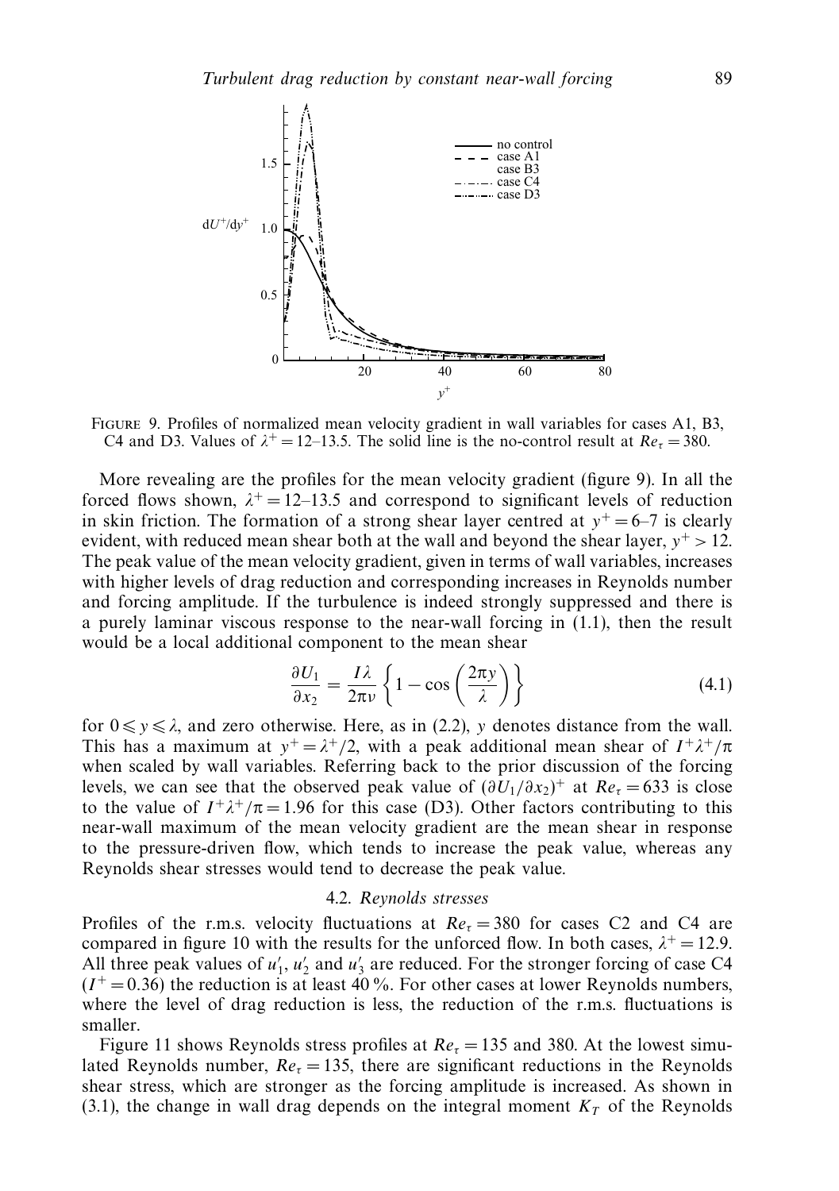Figure 9. Profiles of normalized mean velocity gradient in wall variables for cases A1, B3, C4 and D3. Values of $\lambda^+ = 12$–13.5. The solid line is the no-control result at $Re_\tau = 380$.

More revealing are the profiles for the mean velocity gradient (figure 9). In all the forced flows shown, $\lambda^+ = 12$–13.5 and correspond to significant levels of reduction in skin friction. The formation of a strong shear layer centred at $y^+ = 6$–7 is clearly evident, with reduced mean shear both at the wall and beyond the shear layer, $y^+ > 12$. The peak value of the mean velocity gradient, given in terms of wall variables, increases with higher levels of drag reduction and corresponding increases in Reynolds number and forcing amplitude. If the turbulence is indeed strongly suppressed and there is a purely laminar viscous response to the near-wall forcing in (1.1), then the result would be a local additional component to the mean shear

$$\frac{\partial U_1}{\partial x_2} = \frac{I\lambda}{2\pi\nu}\left\{1 - \cos\left(\frac{2\pi y}{\lambda}\right)\right\} \tag{4.1}$$

for $0 \leqslant y \leqslant \lambda$, and zero otherwise. Here, as in (2.2), $y$ denotes distance from the wall. This has a maximum at $y^+ = \lambda^+/2$, with a peak additional mean shear of $I^+\lambda^+/\pi$ when scaled by wall variables. Referring back to the prior discussion of the forcing levels, we can see that the observed peak value of $(\partial U_1/\partial x_2)^+$ at $Re_\tau = 633$ is close to the value of $I^+\lambda^+/\pi = 1.96$ for this case (D3). Other factors contributing to this near-wall maximum of the mean velocity gradient are the mean shear in response to the pressure-driven flow, which tends to increase the peak value, whereas any Reynolds shear stresses would tend to decrease the peak value.

### 4.2. *Reynolds stresses*

Profiles of the r.m.s. velocity fluctuations at $Re_\tau = 380$ for cases C2 and C4 are compared in figure 10 with the results for the unforced flow. In both cases, $\lambda^+ = 12.9$. All three peak values of $u_1'$, $u_2'$ and $u_3'$ are reduced. For the stronger forcing of case C4 ($I^+ = 0.36$) the reduction is at least 40 %. For other cases at lower Reynolds numbers, where the level of drag reduction is less, the reduction of the r.m.s. fluctuations is smaller.

Figure 11 shows Reynolds stress profiles at $Re_\tau = 135$ and 380. At the lowest simulated Reynolds number, $Re_\tau = 135$, there are significant reductions in the Reynolds shear stress, which are stronger as the forcing amplitude is increased. As shown in (3.1), the change in wall drag depends on the integral moment $K_T$ of the Reynolds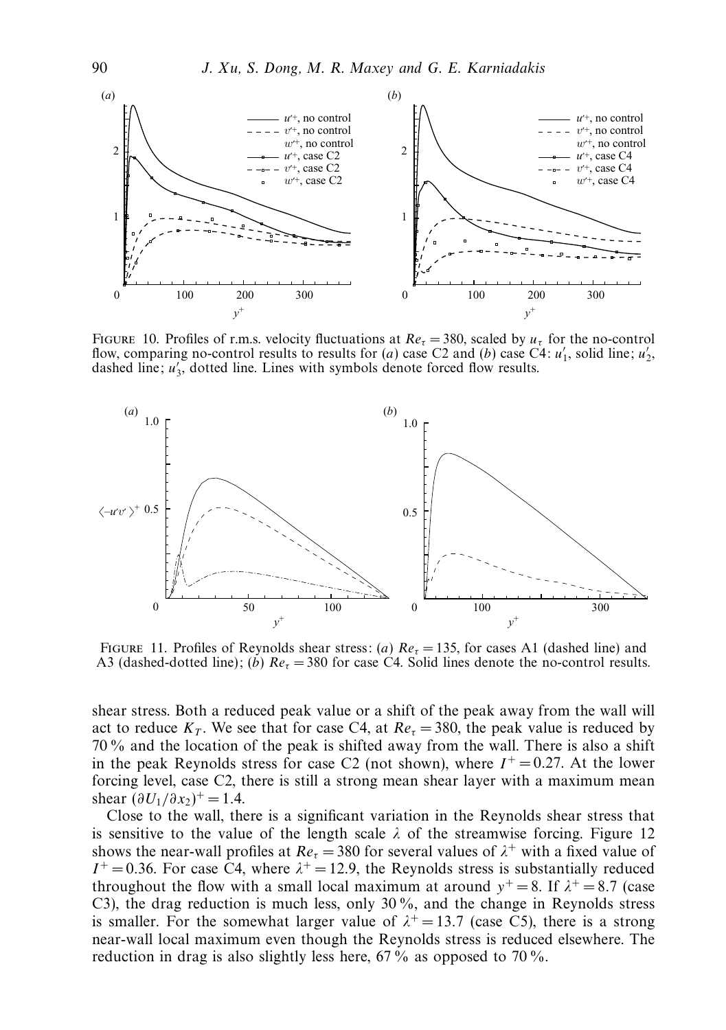FIGURE 10. Profiles of r.m.s. velocity fluctuations at $Re_\tau = 380$, scaled by $u_\tau$ for the no-control flow, comparing no-control results to results for (*a*) case C2 and (*b*) case C4: $u_1'$, solid line; $u_2'$, dashed line; $u_3'$, dotted line. Lines with symbols denote forced flow results.

FIGURE 11. Profiles of Reynolds shear stress: (*a*) $Re_\tau = 135$, for cases A1 (dashed line) and A3 (dashed-dotted line); (*b*) $Re_\tau = 380$ for case C4. Solid lines denote the no-control results.

shear stress. Both a reduced peak value or a shift of the peak away from the wall will act to reduce $K_T$. We see that for case C4, at $Re_\tau = 380$, the peak value is reduced by 70 % and the location of the peak is shifted away from the wall. There is also a shift in the peak Reynolds stress for case C2 (not shown), where $I^+ = 0.27$. At the lower forcing level, case C2, there is still a strong mean shear layer with a maximum mean shear $(\partial U_1/\partial x_2)^+ = 1.4$.

Close to the wall, there is a significant variation in the Reynolds shear stress that is sensitive to the value of the length scale $\lambda$ of the streamwise forcing. Figure 12 shows the near-wall profiles at $Re_\tau = 380$ for several values of $\lambda^+$ with a fixed value of $I^+ = 0.36$. For case C4, where $\lambda^+ = 12.9$, the Reynolds stress is substantially reduced throughout the flow with a small local maximum at around $y^+ = 8$. If $\lambda^+ = 8.7$ (case C3), the drag reduction is much less, only 30 %, and the change in Reynolds stress is smaller. For the somewhat larger value of $\lambda^+ = 13.7$ (case C5), there is a strong near-wall local maximum even though the Reynolds stress is reduced elsewhere. The reduction in drag is also slightly less here, 67 % as opposed to 70 %.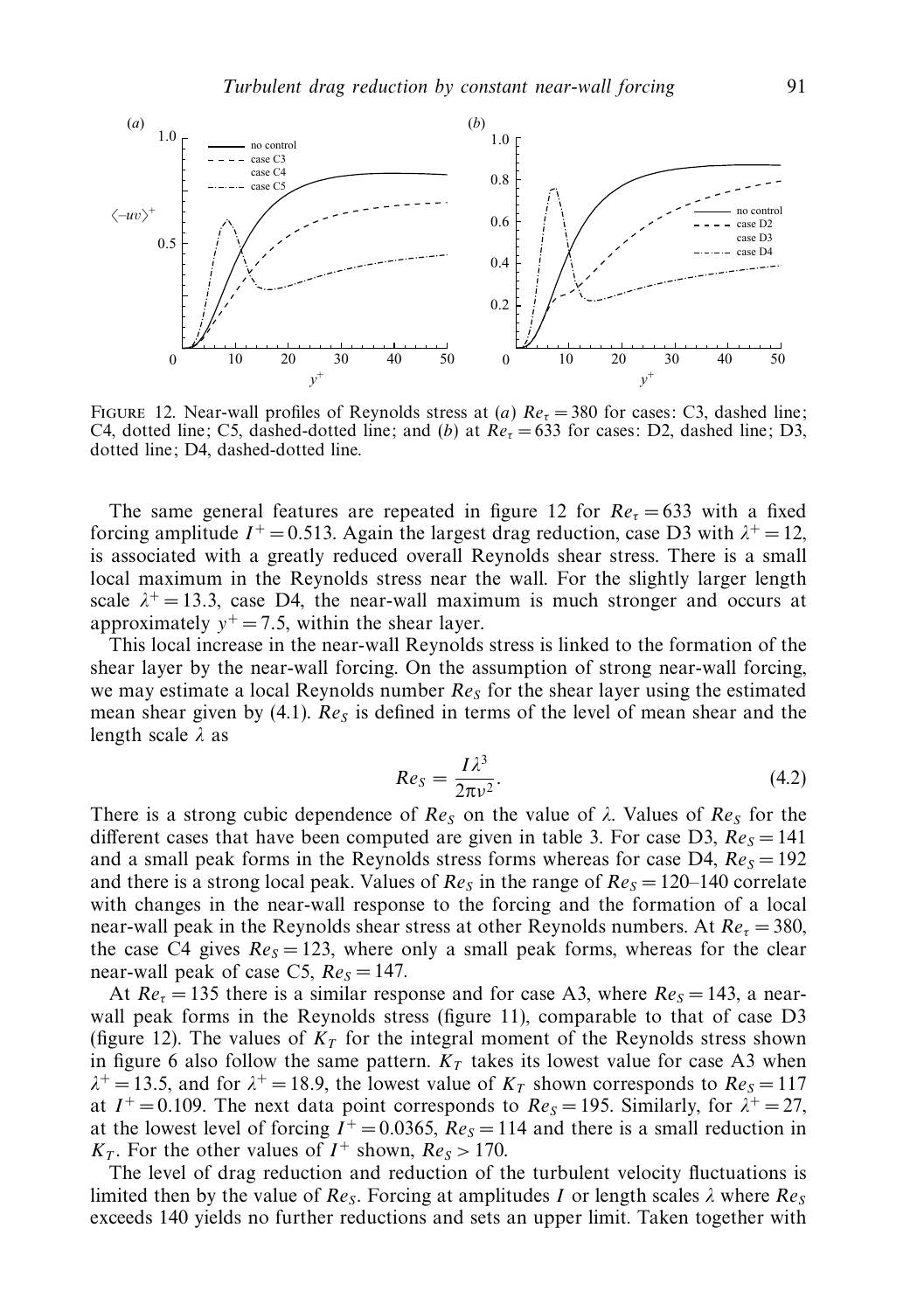FIGURE 12. Near-wall profiles of Reynolds stress at (a) $Re_\tau = 380$ for cases: C3, dashed line; C4, dotted line; C5, dashed-dotted line; and (b) at $Re_\tau = 633$ for cases: D2, dashed line; D3, dotted line; D4, dashed-dotted line.

The same general features are repeated in figure 12 for $Re_\tau = 633$ with a fixed forcing amplitude $I^+ = 0.513$. Again the largest drag reduction, case D3 with $\lambda^+ = 12$, is associated with a greatly reduced overall Reynolds shear stress. There is a small local maximum in the Reynolds stress near the wall. For the slightly larger length scale $\lambda^+ = 13.3$, case D4, the near-wall maximum is much stronger and occurs at approximately $y^+ = 7.5$, within the shear layer.

This local increase in the near-wall Reynolds stress is linked to the formation of the shear layer by the near-wall forcing. On the assumption of strong near-wall forcing, we may estimate a local Reynolds number $Re_S$ for the shear layer using the estimated mean shear given by (4.1). $Re_S$ is defined in terms of the level of mean shear and the length scale $\lambda$ as

$$Re_S = \frac{I\lambda^3}{2\pi\nu^2}. \tag{4.2}$$

There is a strong cubic dependence of $Re_S$ on the value of $\lambda$. Values of $Re_S$ for the different cases that have been computed are given in table 3. For case D3, $Re_S = 141$ and a small peak forms in the Reynolds stress forms whereas for case D4, $Re_S = 192$ and there is a strong local peak. Values of $Re_S$ in the range of $Re_S = 120$–$140$ correlate with changes in the near-wall response to the forcing and the formation of a local near-wall peak in the Reynolds shear stress at other Reynolds numbers. At $Re_\tau = 380$, the case C4 gives $Re_S = 123$, where only a small peak forms, whereas for the clear near-wall peak of case C5, $Re_S = 147$.

At $Re_\tau = 135$ there is a similar response and for case A3, where $Re_S = 143$, a near-wall peak forms in the Reynolds stress (figure 11), comparable to that of case D3 (figure 12). The values of $K_T$ for the integral moment of the Reynolds stress shown in figure 6 also follow the same pattern. $K_T$ takes its lowest value for case A3 when $\lambda^+ = 13.5$, and for $\lambda^+ = 18.9$, the lowest value of $K_T$ shown corresponds to $Re_S = 117$ at $I^+ = 0.109$. The next data point corresponds to $Re_S = 195$. Similarly, for $\lambda^+ = 27$, at the lowest level of forcing $I^+ = 0.0365$, $Re_S = 114$ and there is a small reduction in $K_T$. For the other values of $I^+$ shown, $Re_S > 170$.

The level of drag reduction and reduction of the turbulent velocity fluctuations is limited then by the value of $Re_S$. Forcing at amplitudes $I$ or length scales $\lambda$ where $Re_S$ exceeds 140 yields no further reductions and sets an upper limit. Taken together with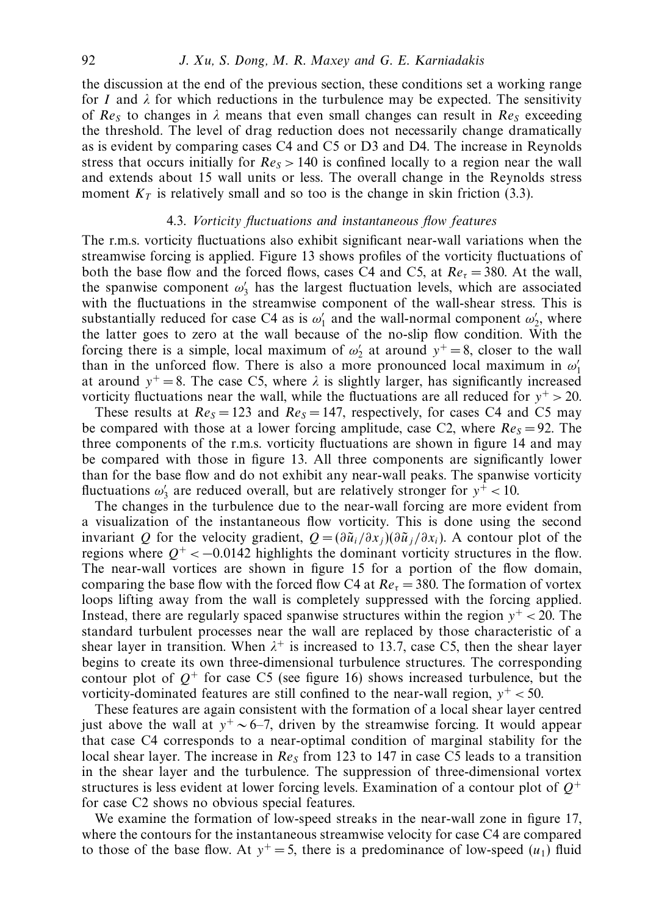the discussion at the end of the previous section, these conditions set a working range for $I$ and $\lambda$ for which reductions in the turbulence may be expected. The sensitivity of $Re_S$ to changes in $\lambda$ means that even small changes can result in $Re_S$ exceeding the threshold. The level of drag reduction does not necessarily change dramatically as is evident by comparing cases C4 and C5 or D3 and D4. The increase in Reynolds stress that occurs initially for $Re_S > 140$ is confined locally to a region near the wall and extends about 15 wall units or less. The overall change in the Reynolds stress moment $K_T$ is relatively small and so too is the change in skin friction (3.3).

### 4.3. *Vorticity fluctuations and instantaneous flow features*

The r.m.s. vorticity fluctuations also exhibit significant near-wall variations when the streamwise forcing is applied. Figure 13 shows profiles of the vorticity fluctuations of both the base flow and the forced flows, cases C4 and C5, at $Re_\tau = 380$. At the wall, the spanwise component $\omega_3'$ has the largest fluctuation levels, which are associated with the fluctuations in the streamwise component of the wall-shear stress. This is substantially reduced for case C4 as is $\omega_1'$ and the wall-normal component $\omega_2'$, where the latter goes to zero at the wall because of the no-slip flow condition. With the forcing there is a simple, local maximum of $\omega_2'$ at around $y^+ = 8$, closer to the wall than in the unforced flow. There is also a more pronounced local maximum in $\omega_1'$ at around $y^+ = 8$. The case C5, where $\lambda$ is slightly larger, has significantly increased vorticity fluctuations near the wall, while the fluctuations are all reduced for $y^+ > 20$.

These results at $Re_S = 123$ and $Re_S = 147$, respectively, for cases C4 and C5 may be compared with those at a lower forcing amplitude, case C2, where $Re_S = 92$. The three components of the r.m.s. vorticity fluctuations are shown in figure 14 and may be compared with those in figure 13. All three components are significantly lower than for the base flow and do not exhibit any near-wall peaks. The spanwise vorticity fluctuations $\omega_3'$ are reduced overall, but are relatively stronger for $y^+ < 10$.

The changes in the turbulence due to the near-wall forcing are more evident from a visualization of the instantaneous flow vorticity. This is done using the second invariant $Q$ for the velocity gradient, $Q = (\partial\tilde{u}_i/\partial x_j)(\partial\tilde{u}_j/\partial x_i)$. A contour plot of the regions where $Q^+ < -0.0142$ highlights the dominant vorticity structures in the flow. The near-wall vortices are shown in figure 15 for a portion of the flow domain, comparing the base flow with the forced flow C4 at $Re_\tau = 380$. The formation of vortex loops lifting away from the wall is completely suppressed with the forcing applied. Instead, there are regularly spaced spanwise structures within the region $y^+ < 20$. The standard turbulent processes near the wall are replaced by those characteristic of a shear layer in transition. When $\lambda^+$ is increased to 13.7, case C5, then the shear layer begins to create its own three-dimensional turbulence structures. The corresponding contour plot of $Q^+$ for case C5 (see figure 16) shows increased turbulence, but the vorticity-dominated features are still confined to the near-wall region, $y^+ < 50$.

These features are again consistent with the formation of a local shear layer centred just above the wall at $y^+ \sim 6$–$7$, driven by the streamwise forcing. It would appear that case C4 corresponds to a near-optimal condition of marginal stability for the local shear layer. The increase in $Re_S$ from 123 to 147 in case C5 leads to a transition in the shear layer and the turbulence. The suppression of three-dimensional vortex structures is less evident at lower forcing levels. Examination of a contour plot of $Q^+$ for case C2 shows no obvious special features.

We examine the formation of low-speed streaks in the near-wall zone in figure 17, where the contours for the instantaneous streamwise velocity for case C4 are compared to those of the base flow. At $y^+ = 5$, there is a predominance of low-speed ($u_1$) fluid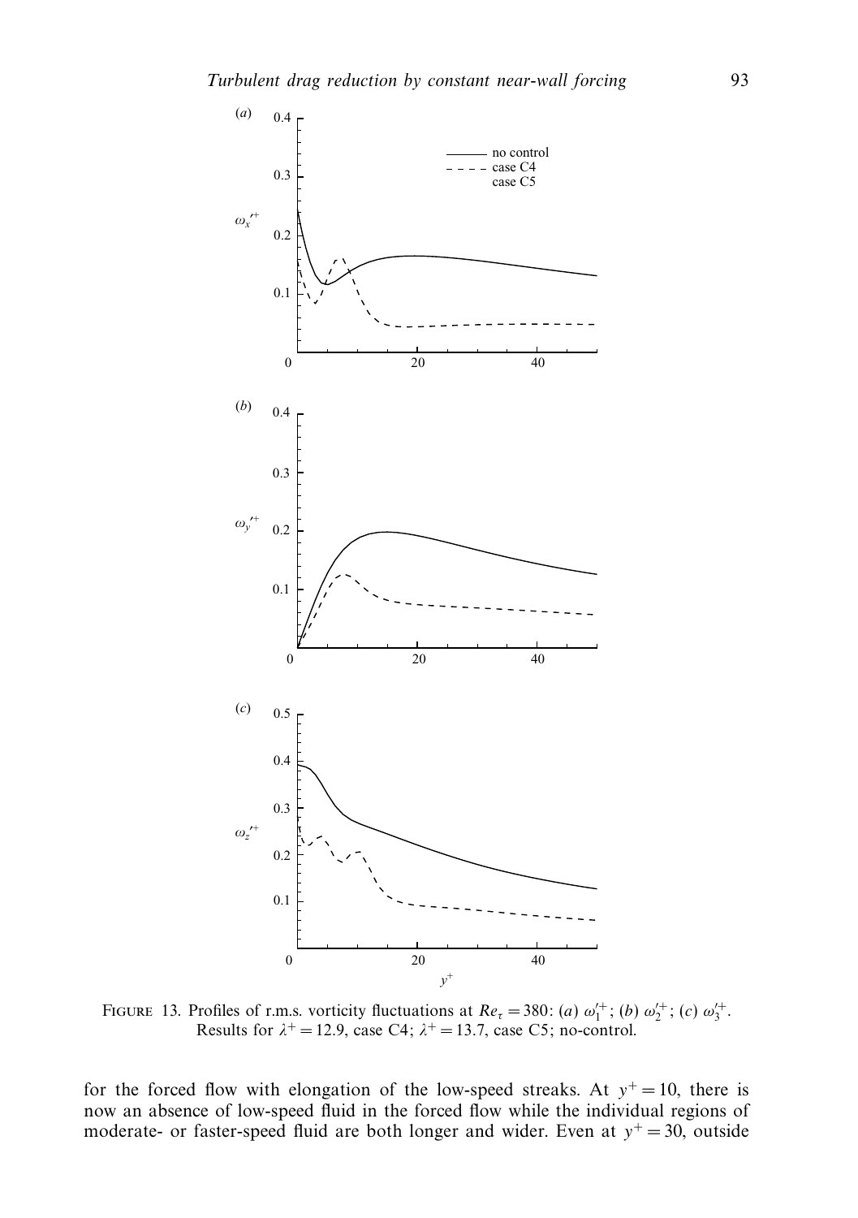FIGURE 13. Profiles of r.m.s. vorticity fluctuations at $Re_\tau = 380$: (*a*) $\omega_1'^+$; (*b*) $\omega_2'^+$; (*c*) $\omega_3'^+$. Results for $\lambda^+ = 12.9$, case C4; $\lambda^+ = 13.7$, case C5; no-control.

for the forced flow with elongation of the low-speed streaks. At $y^+ = 10$, there is now an absence of low-speed fluid in the forced flow while the individual regions of moderate- or faster-speed fluid are both longer and wider. Even at $y^+ = 30$, outside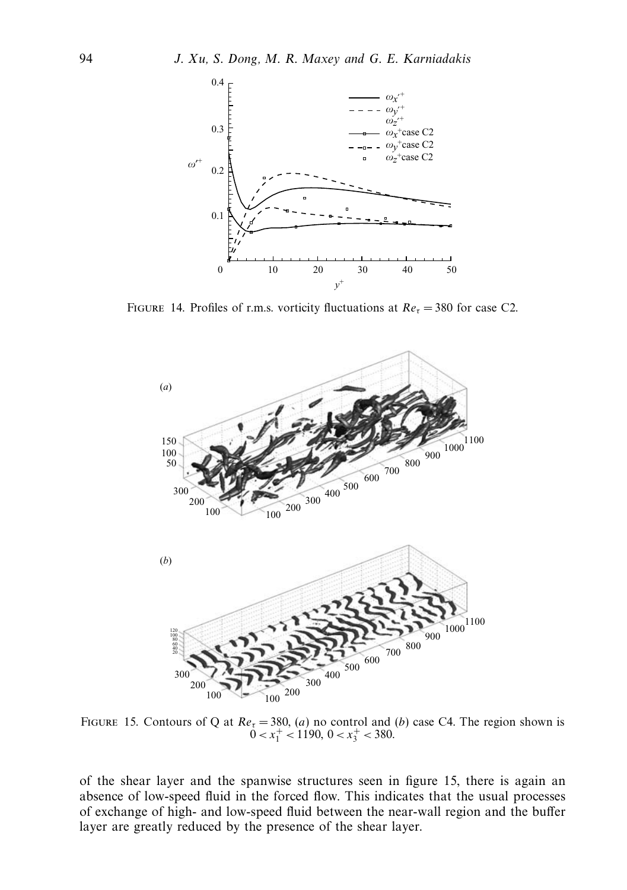FIGURE 14. Profiles of r.m.s. vorticity fluctuations at $Re_\tau = 380$ for case C2.

FIGURE 15. Contours of Q at $Re_\tau = 380$, (*a*) no control and (*b*) case C4. The region shown is $0 < x_1^+ < 1190$, $0 < x_3^+ < 380$.

of the shear layer and the spanwise structures seen in figure 15, there is again an absence of low-speed fluid in the forced flow. This indicates that the usual processes of exchange of high- and low-speed fluid between the near-wall region and the buffer layer are greatly reduced by the presence of the shear layer.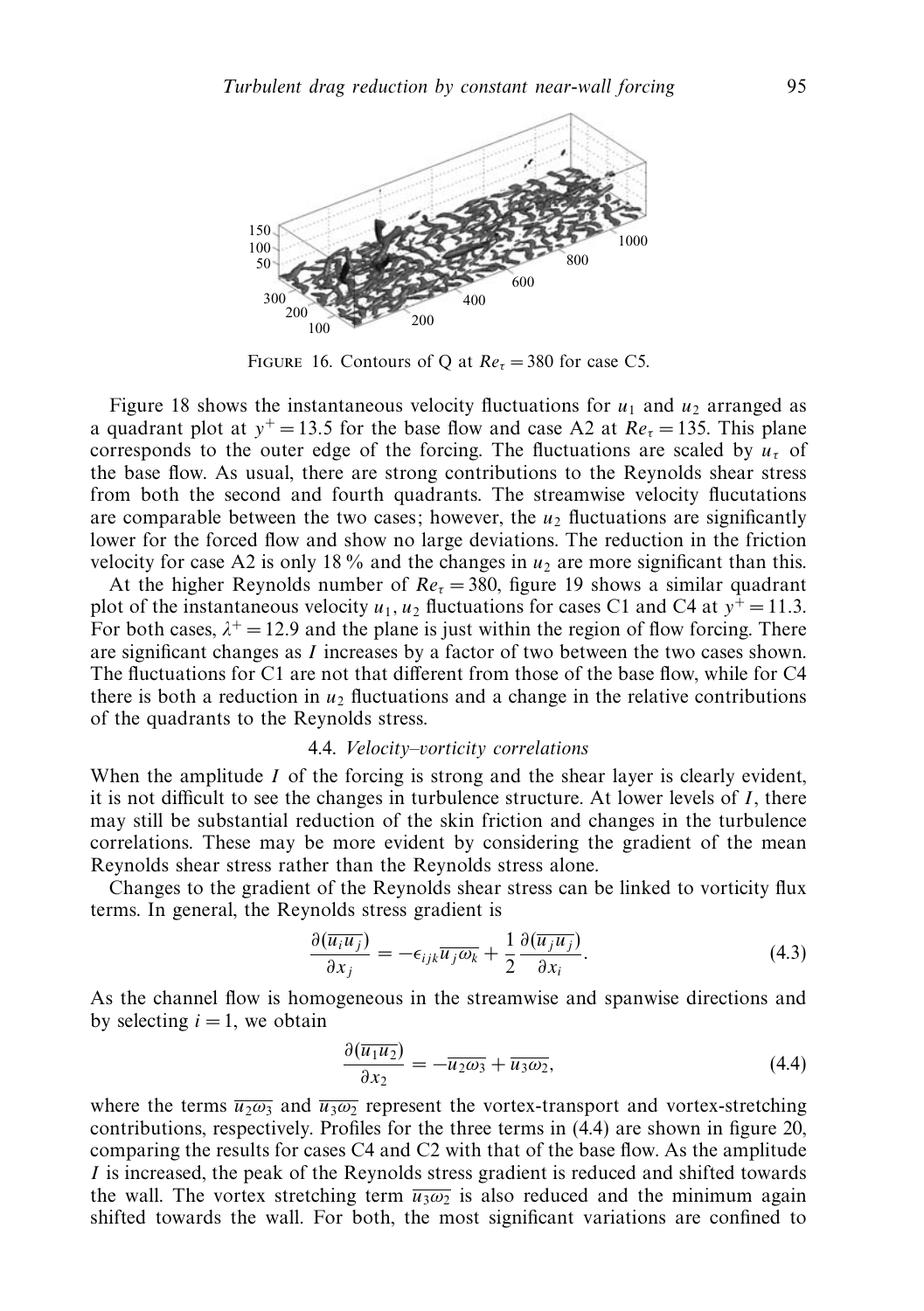FIGURE 16. Contours of Q at $Re_\tau = 380$ for case C5.

Figure 18 shows the instantaneous velocity fluctuations for $u_1$ and $u_2$ arranged as a quadrant plot at $y^+ = 13.5$ for the base flow and case A2 at $Re_\tau = 135$. This plane corresponds to the outer edge of the forcing. The fluctuations are scaled by $u_\tau$ of the base flow. As usual, there are strong contributions to the Reynolds shear stress from both the second and fourth quadrants. The streamwise velocity flucutations are comparable between the two cases; however, the $u_2$ fluctuations are significantly lower for the forced flow and show no large deviations. The reduction in the friction velocity for case A2 is only 18 % and the changes in $u_2$ are more significant than this.

At the higher Reynolds number of $Re_\tau = 380$, figure 19 shows a similar quadrant plot of the instantaneous velocity $u_1, u_2$ fluctuations for cases C1 and C4 at $y^+ = 11.3$. For both cases, $\lambda^+ = 12.9$ and the plane is just within the region of flow forcing. There are significant changes as $I$ increases by a factor of two between the two cases shown. The fluctuations for C1 are not that different from those of the base flow, while for C4 there is both a reduction in $u_2$ fluctuations and a change in the relative contributions of the quadrants to the Reynolds stress.

### 4.4. *Velocity–vorticity correlations*

When the amplitude $I$ of the forcing is strong and the shear layer is clearly evident, it is not difficult to see the changes in turbulence structure. At lower levels of $I$, there may still be substantial reduction of the skin friction and changes in the turbulence correlations. These may be more evident by considering the gradient of the mean Reynolds shear stress rather than the Reynolds stress alone.

Changes to the gradient of the Reynolds shear stress can be linked to vorticity flux terms. In general, the Reynolds stress gradient is

$$\frac{\partial(\overline{u_i u_j})}{\partial x_j} = -\epsilon_{ijk}\overline{u_j \omega_k} + \frac{1}{2}\frac{\partial(\overline{u_j u_j})}{\partial x_i}. \tag{4.3}$$

As the channel flow is homogeneous in the streamwise and spanwise directions and by selecting $i = 1$, we obtain

$$\frac{\partial(\overline{u_1 u_2})}{\partial x_2} = -\overline{u_2 \omega_3} + \overline{u_3 \omega_2}, \tag{4.4}$$

where the terms $\overline{u_2 \omega_3}$ and $\overline{u_3 \omega_2}$ represent the vortex-transport and vortex-stretching contributions, respectively. Profiles for the three terms in (4.4) are shown in figure 20, comparing the results for cases C4 and C2 with that of the base flow. As the amplitude $I$ is increased, the peak of the Reynolds stress gradient is reduced and shifted towards the wall. The vortex stretching term $\overline{u_3 \omega_2}$ is also reduced and the minimum again shifted towards the wall. For both, the most significant variations are confined to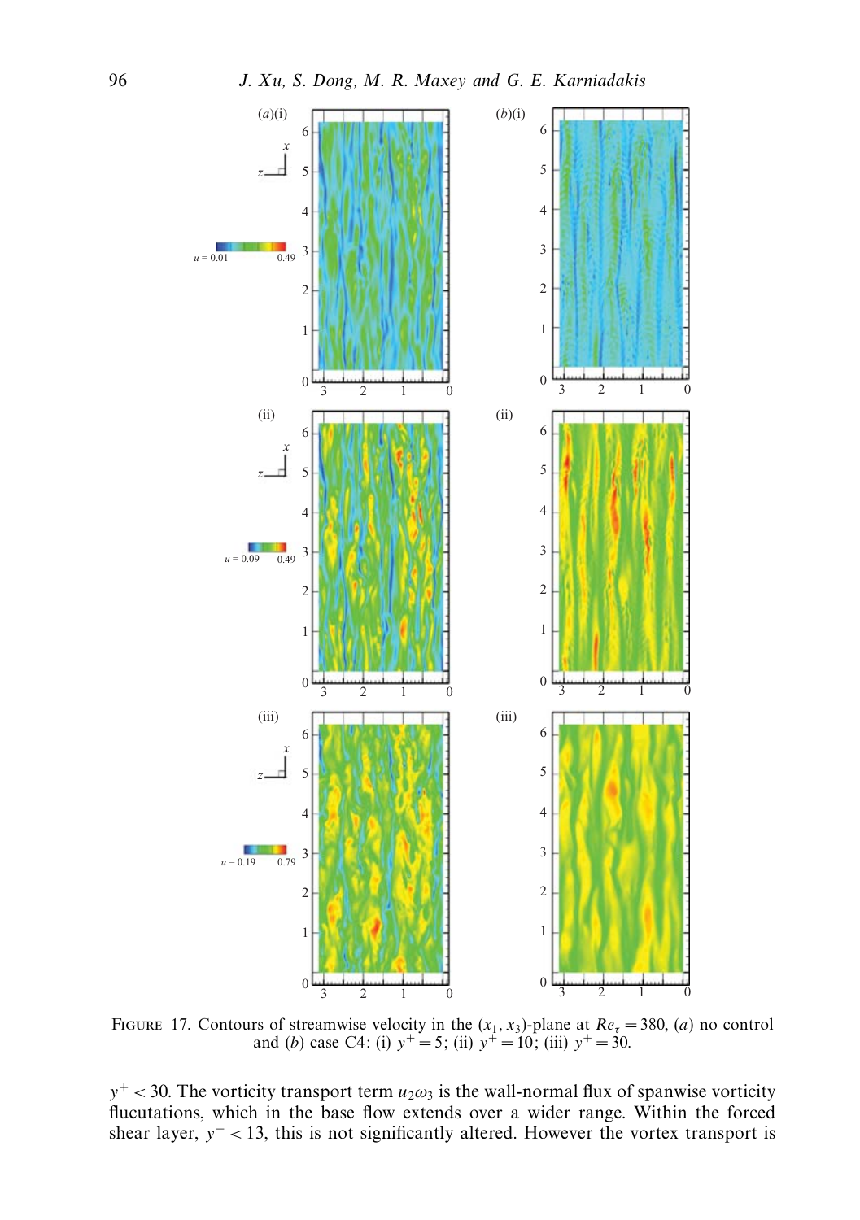FIGURE 17. Contours of streamwise velocity in the $(x_1, x_3)$-plane at $Re_\tau = 380$, (*a*) no control and (*b*) case C4: (i) $y^+ = 5$; (ii) $y^+ = 10$; (iii) $y^+ = 30$.

$y^+ < 30$. The vorticity transport term $\overline{u_2\omega_3}$ is the wall-normal flux of spanwise vorticity flucutations, which in the base flow extends over a wider range. Within the forced shear layer, $y^+ < 13$, this is not significantly altered. However the vortex transport is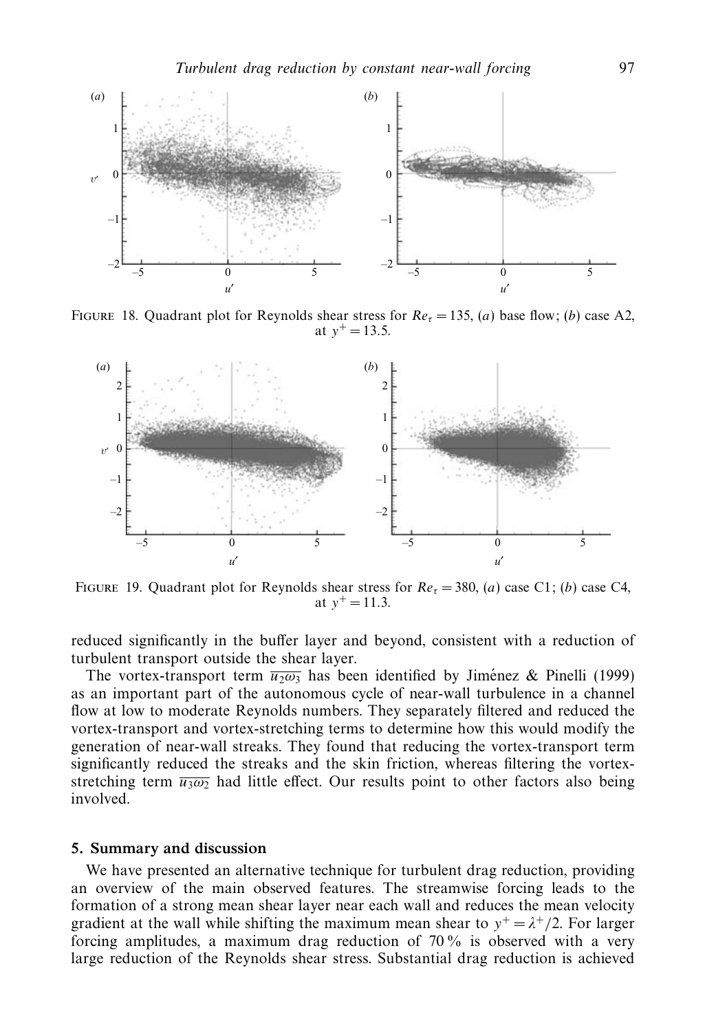FIGURE 18. Quadrant plot for Reynolds shear stress for $Re_\tau = 135$, (*a*) base flow; (*b*) case A2, at $y^+ = 13.5$.

FIGURE 19. Quadrant plot for Reynolds shear stress for $Re_\tau = 380$, (*a*) case C1; (*b*) case C4, at $y^+ = 11.3$.

reduced significantly in the buffer layer and beyond, consistent with a reduction of turbulent transport outside the shear layer.

The vortex-transport term $\overline{u_2 \omega_3}$ has been identified by Jiménez & Pinelli (1999) as an important part of the autonomous cycle of near-wall turbulence in a channel flow at low to moderate Reynolds numbers. They separately filtered and reduced the vortex-transport and vortex-stretching terms to determine how this would modify the generation of near-wall streaks. They found that reducing the vortex-transport term significantly reduced the streaks and the skin friction, whereas filtering the vortex-stretching term $\overline{u_3 \omega_2}$ had little effect. Our results point to other factors also being involved.

## 5. Summary and discussion

We have presented an alternative technique for turbulent drag reduction, providing an overview of the main observed features. The streamwise forcing leads to the formation of a strong mean shear layer near each wall and reduces the mean velocity gradient at the wall while shifting the maximum mean shear to $y^+ = \lambda^+/2$. For larger forcing amplitudes, a maximum drag reduction of 70 % is observed with a very large reduction of the Reynolds shear stress. Substantial drag reduction is achieved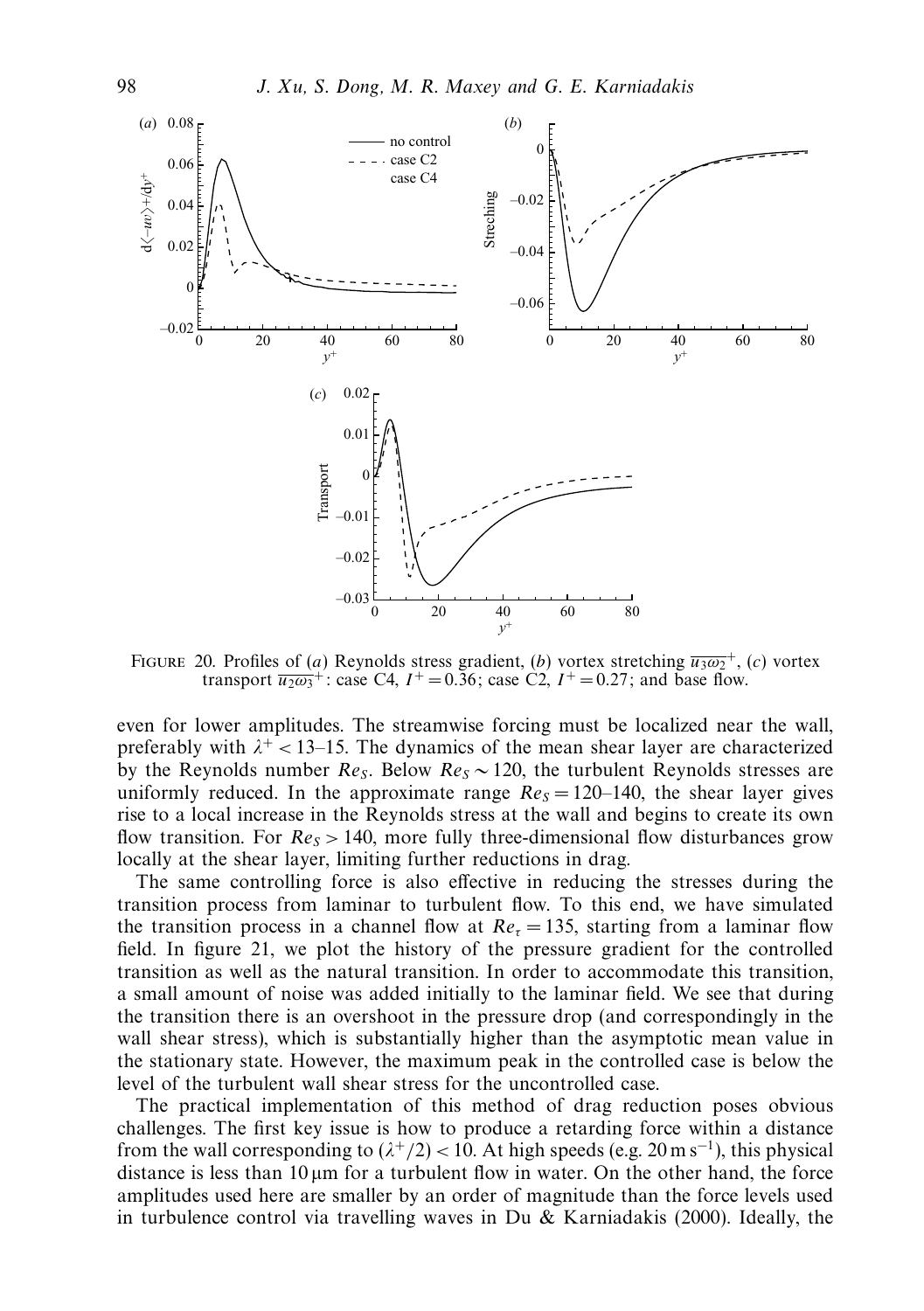FIGURE 20. Profiles of (*a*) Reynolds stress gradient, (*b*) vortex stretching $\overline{u_3\omega_2}^+$, (*c*) vortex transport $\overline{u_2\omega_3}^+$: case C4, $I^+ = 0.36$; case C2, $I^+ = 0.27$; and base flow.

even for lower amplitudes. The streamwise forcing must be localized near the wall, preferably with $\lambda^+ < 13$–15. The dynamics of the mean shear layer are characterized by the Reynolds number $Re_S$. Below $Re_S \sim 120$, the turbulent Reynolds stresses are uniformly reduced. In the approximate range $Re_S = 120$–140, the shear layer gives rise to a local increase in the Reynolds stress at the wall and begins to create its own flow transition. For $Re_S > 140$, more fully three-dimensional flow disturbances grow locally at the shear layer, limiting further reductions in drag.

The same controlling force is also effective in reducing the stresses during the transition process from laminar to turbulent flow. To this end, we have simulated the transition process in a channel flow at $Re_\tau = 135$, starting from a laminar flow field. In figure 21, we plot the history of the pressure gradient for the controlled transition as well as the natural transition. In order to accommodate this transition, a small amount of noise was added initially to the laminar field. We see that during the transition there is an overshoot in the pressure drop (and correspondingly in the wall shear stress), which is substantially higher than the asymptotic mean value in the stationary state. However, the maximum peak in the controlled case is below the level of the turbulent wall shear stress for the uncontrolled case.

The practical implementation of this method of drag reduction poses obvious challenges. The first key issue is how to produce a retarding force within a distance from the wall corresponding to $(\lambda^+/2) < 10$. At high speeds (e.g. $20\,\mathrm{m\,s^{-1}}$), this physical distance is less than $10\,\mu\mathrm{m}$ for a turbulent flow in water. On the other hand, the force amplitudes used here are smaller by an order of magnitude than the force levels used in turbulence control via travelling waves in Du & Karniadakis (2000). Ideally, the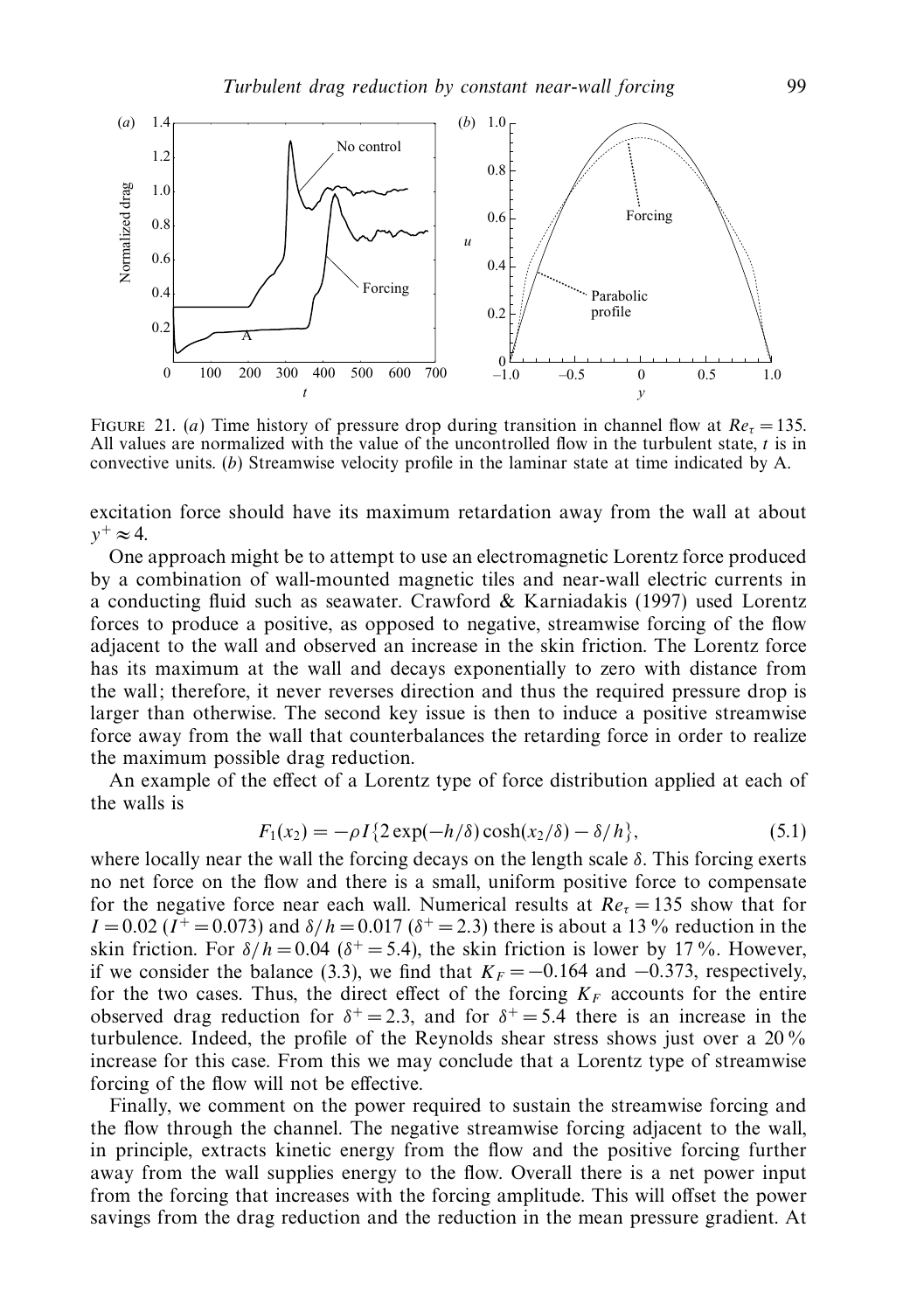FIGURE 21. (a) Time history of pressure drop during transition in channel flow at $Re_\tau = 135$. All values are normalized with the value of the uncontrolled flow in the turbulent state, $t$ is in convective units. (b) Streamwise velocity profile in the laminar state at time indicated by A.

excitation force should have its maximum retardation away from the wall at about $y^+ \approx 4$.

One approach might be to attempt to use an electromagnetic Lorentz force produced by a combination of wall-mounted magnetic tiles and near-wall electric currents in a conducting fluid such as seawater. Crawford & Karniadakis (1997) used Lorentz forces to produce a positive, as opposed to negative, streamwise forcing of the flow adjacent to the wall and observed an increase in the skin friction. The Lorentz force has its maximum at the wall and decays exponentially to zero with distance from the wall; therefore, it never reverses direction and thus the required pressure drop is larger than otherwise. The second key issue is then to induce a positive streamwise force away from the wall that counterbalances the retarding force in order to realize the maximum possible drag reduction.

An example of the effect of a Lorentz type of force distribution applied at each of the walls is

$$F_1(x_2) = -\rho I\{2\exp(-h/\delta)\cosh(x_2/\delta) - \delta/h\}, \tag{5.1}$$

where locally near the wall the forcing decays on the length scale $\delta$. This forcing exerts no net force on the flow and there is a small, uniform positive force to compensate for the negative force near each wall. Numerical results at $Re_\tau = 135$ show that for $I = 0.02$ ($I^+ = 0.073$) and $\delta/h = 0.017$ ($\delta^+ = 2.3$) there is about a 13 % reduction in the skin friction. For $\delta/h = 0.04$ ($\delta^+ = 5.4$), the skin friction is lower by 17 %. However, if we consider the balance (3.3), we find that $K_F = -0.164$ and $-0.373$, respectively, for the two cases. Thus, the direct effect of the forcing $K_F$ accounts for the entire observed drag reduction for $\delta^+ = 2.3$, and for $\delta^+ = 5.4$ there is an increase in the turbulence. Indeed, the profile of the Reynolds shear stress shows just over a 20 % increase for this case. From this we may conclude that a Lorentz type of streamwise forcing of the flow will not be effective.

Finally, we comment on the power required to sustain the streamwise forcing and the flow through the channel. The negative streamwise forcing adjacent to the wall, in principle, extracts kinetic energy from the flow and the positive forcing further away from the wall supplies energy to the flow. Overall there is a net power input from the forcing that increases with the forcing amplitude. This will offset the power savings from the drag reduction and the reduction in the mean pressure gradient. At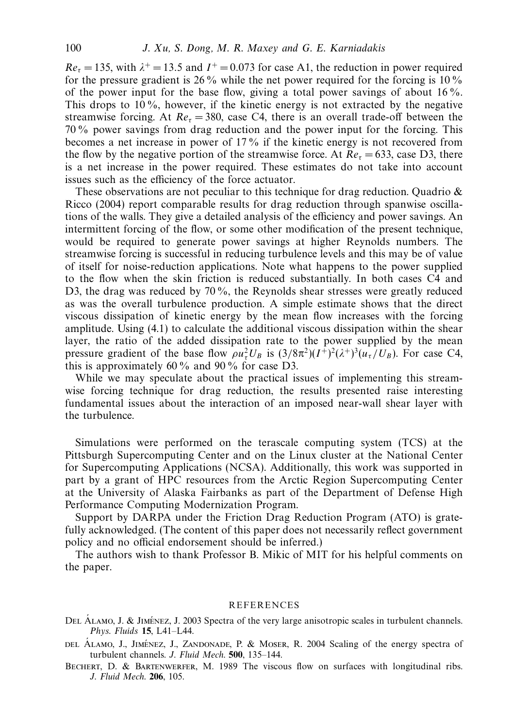$Re_\tau = 135$, with $\lambda^+ = 13.5$ and $I^+ = 0.073$ for case A1, the reduction in power required for the pressure gradient is 26 % while the net power required for the forcing is 10 % of the power input for the base flow, giving a total power savings of about 16 %. This drops to 10 %, however, if the kinetic energy is not extracted by the negative streamwise forcing. At $Re_\tau = 380$, case C4, there is an overall trade-off between the 70 % power savings from drag reduction and the power input for the forcing. This becomes a net increase in power of 17 % if the kinetic energy is not recovered from the flow by the negative portion of the streamwise force. At $Re_\tau = 633$, case D3, there is a net increase in the power required. These estimates do not take into account issues such as the efficiency of the force actuator.

These observations are not peculiar to this technique for drag reduction. Quadrio & Ricco (2004) report comparable results for drag reduction through spanwise oscillations of the walls. They give a detailed analysis of the efficiency and power savings. An intermittent forcing of the flow, or some other modification of the present technique, would be required to generate power savings at higher Reynolds numbers. The streamwise forcing is successful in reducing turbulence levels and this may be of value of itself for noise-reduction applications. Note what happens to the power supplied to the flow when the skin friction is reduced substantially. In both cases C4 and D3, the drag was reduced by 70 %, the Reynolds shear stresses were greatly reduced as was the overall turbulence production. A simple estimate shows that the direct viscous dissipation of kinetic energy by the mean flow increases with the forcing amplitude. Using (4.1) to calculate the additional viscous dissipation within the shear layer, the ratio of the added dissipation rate to the power supplied by the mean pressure gradient of the base flow $\rho u_\tau^2 U_B$ is $(3/8\pi^2)(I^+)^2(\lambda^+)^3(u_\tau/U_B)$. For case C4, this is approximately 60 % and 90 % for case D3.

While we may speculate about the practical issues of implementing this streamwise forcing technique for drag reduction, the results presented raise interesting fundamental issues about the interaction of an imposed near-wall shear layer with the turbulence.

Simulations were performed on the terascale computing system (TCS) at the Pittsburgh Supercomputing Center and on the Linux cluster at the National Center for Supercomputing Applications (NCSA). Additionally, this work was supported in part by a grant of HPC resources from the Arctic Region Supercomputing Center at the University of Alaska Fairbanks as part of the Department of Defense High Performance Computing Modernization Program.

Support by DARPA under the Friction Drag Reduction Program (ATO) is gratefully acknowledged. (The content of this paper does not necessarily reflect government policy and no official endorsement should be inferred.)

The authors wish to thank Professor B. Mikic of MIT for his helpful comments on the paper.

## REFERENCES

Del Álamo, J. & Jiménez, J. 2003 Spectra of the very large anisotropic scales in turbulent channels. *Phys. Fluids* **15**, L41–L44.

del Álamo, J., Jiménez, J., Zandonade, P. & Moser, R. 2004 Scaling of the energy spectra of turbulent channels. *J. Fluid Mech.* **500**, 135–144.

Bechert, D. & Bartenwerfer, M. 1989 The viscous flow on surfaces with longitudinal ribs. *J. Fluid Mech.* **206**, 105.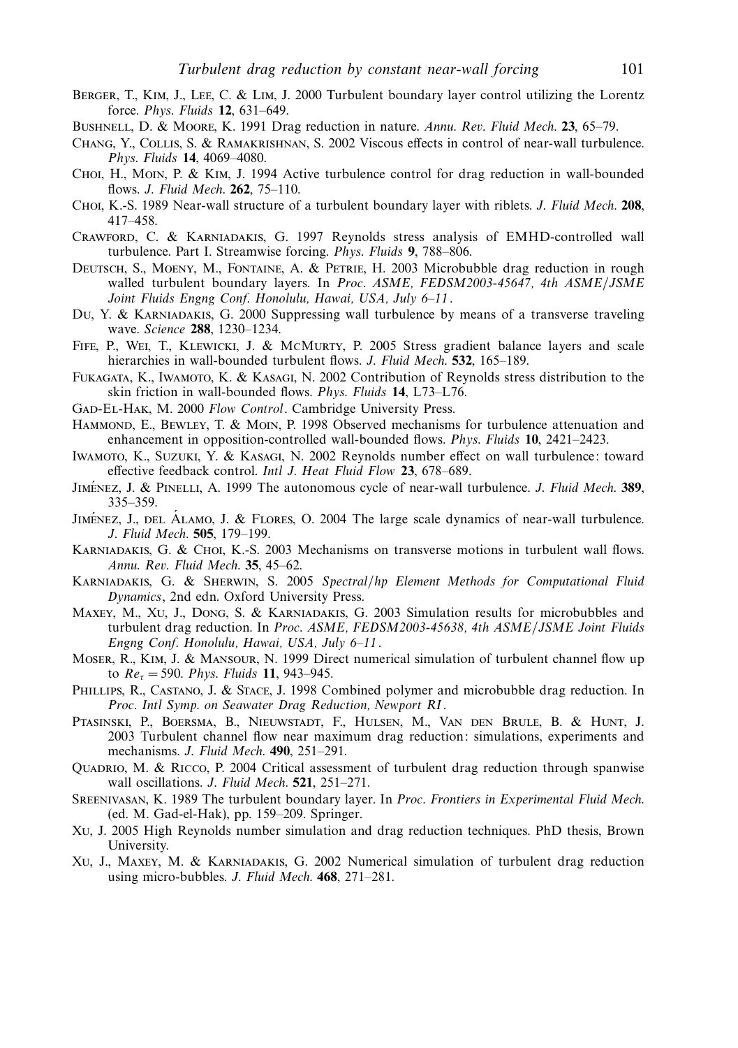Berger, T., Kim, J., Lee, C. & Lim, J. 2000 Turbulent boundary layer control utilizing the Lorentz force. *Phys. Fluids* **12**, 631–649.

Bushnell, D. & Moore, K. 1991 Drag reduction in nature. *Annu. Rev. Fluid Mech.* **23**, 65–79.

Chang, Y., Collis, S. & Ramakrishnan, S. 2002 Viscous effects in control of near-wall turbulence. *Phys. Fluids* **14**, 4069–4080.

Choi, H., Moin, P. & Kim, J. 1994 Active turbulence control for drag reduction in wall-bounded flows. *J. Fluid Mech.* **262**, 75–110.

Choi, K.-S. 1989 Near-wall structure of a turbulent boundary layer with riblets. *J. Fluid Mech.* **208**, 417–458.

Crawford, C. & Karniadakis, G. 1997 Reynolds stress analysis of EMHD-controlled wall turbulence. Part I. Streamwise forcing. *Phys. Fluids* **9**, 788–806.

Deutsch, S., Moeny, M., Fontaine, A. & Petrie, H. 2003 Microbubble drag reduction in rough walled turbulent boundary layers. In *Proc. ASME, FEDSM2003-45647, 4th ASME/JSME Joint Fluids Engng Conf. Honolulu, Hawai, USA, July 6–11*.

Du, Y. & Karniadakis, G. 2000 Suppressing wall turbulence by means of a transverse traveling wave. *Science* **288**, 1230–1234.

Fife, P., Wei, T., Klewicki, J. & McMurty, P. 2005 Stress gradient balance layers and scale hierarchies in wall-bounded turbulent flows. *J. Fluid Mech.* **532**, 165–189.

Fukagata, K., Iwamoto, K. & Kasagi, N. 2002 Contribution of Reynolds stress distribution to the skin friction in wall-bounded flows. *Phys. Fluids* **14**, L73–L76.

Gad-El-Hak, M. 2000 *Flow Control*. Cambridge University Press.

Hammond, E., Bewley, T. & Moin, P. 1998 Observed mechanisms for turbulence attenuation and enhancement in opposition-controlled wall-bounded flows. *Phys. Fluids* **10**, 2421–2423.

Iwamoto, K., Suzuki, Y. & Kasagi, N. 2002 Reynolds number effect on wall turbulence: toward effective feedback control. *Intl J. Heat Fluid Flow* **23**, 678–689.

Jiménez, J. & Pinelli, A. 1999 The autonomous cycle of near-wall turbulence. *J. Fluid Mech.* **389**, 335–359.

Jiménez, J., del Álamo, J. & Flores, O. 2004 The large scale dynamics of near-wall turbulence. *J. Fluid Mech.* **505**, 179–199.

Karniadakis, G. & Choi, K.-S. 2003 Mechanisms on transverse motions in turbulent wall flows. *Annu. Rev. Fluid Mech.* **35**, 45–62.

Karniadakis, G. & Sherwin, S. 2005 *Spectral/hp Element Methods for Computational Fluid Dynamics*, 2nd edn. Oxford University Press.

Maxey, M., Xu, J., Dong, S. & Karniadakis, G. 2003 Simulation results for microbubbles and turbulent drag reduction. In *Proc. ASME, FEDSM2003-45638, 4th ASME/JSME Joint Fluids Engng Conf. Honolulu, Hawai, USA, July 6–11*.

Moser, R., Kim, J. & Mansour, N. 1999 Direct numerical simulation of turbulent channel flow up to $Re_\tau = 590$. *Phys. Fluids* **11**, 943–945.

Phillips, R., Castano, J. & Stace, J. 1998 Combined polymer and microbubble drag reduction. In *Proc. Intl Symp. on Seawater Drag Reduction, Newport RI*.

Ptasinski, P., Boersma, B., Nieuwstadt, F., Hulsen, M., Van den Brule, B. & Hunt, J. 2003 Turbulent channel flow near maximum drag reduction: simulations, experiments and mechanisms. *J. Fluid Mech.* **490**, 251–291.

Quadrio, M. & Ricco, P. 2004 Critical assessment of turbulent drag reduction through spanwise wall oscillations. *J. Fluid Mech.* **521**, 251–271.

Sreenivasan, K. 1989 The turbulent boundary layer. In *Proc. Frontiers in Experimental Fluid Mech.* (ed. M. Gad-el-Hak), pp. 159–209. Springer.

Xu, J. 2005 High Reynolds number simulation and drag reduction techniques. PhD thesis, Brown University.

Xu, J., Maxey, M. & Karniadakis, G. 2002 Numerical simulation of turbulent drag reduction using micro-bubbles. *J. Fluid Mech.* **468**, 271–281.